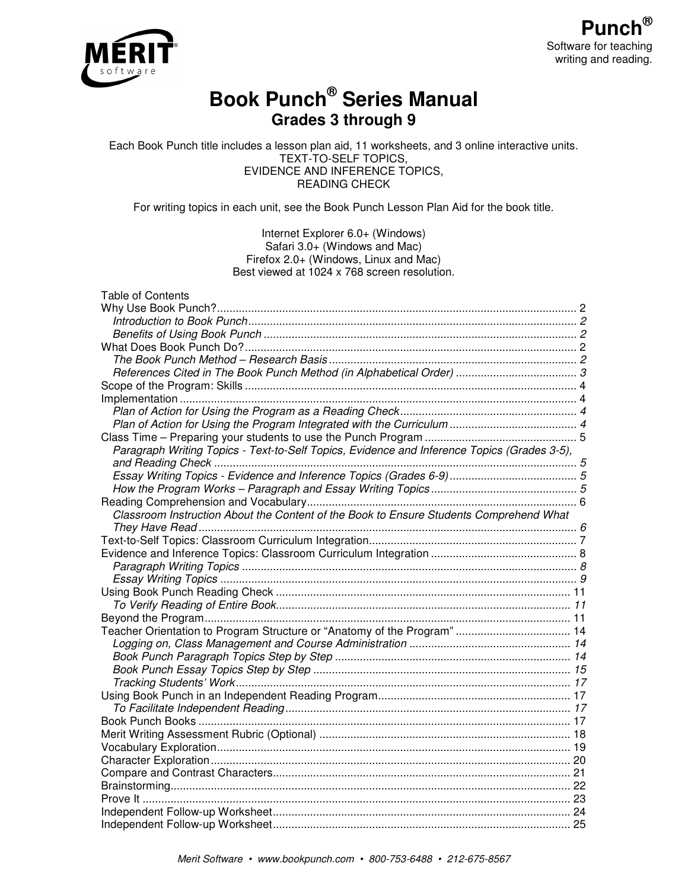**Punch®**
Software for teaching writing and reading.

# Book Punch® Series Manual

## Grades 3 through 9

Each Book Punch title includes a lesson plan aid, 11 worksheets, and 3 online interactive units.
TEXT-TO-SELF TOPICS,
EVIDENCE AND INFERENCE TOPICS,
READING CHECK

For writing topics in each unit, see the Book Punch Lesson Plan Aid for the book title.

Internet Explorer 6.0+ (Windows)
Safari 3.0+ (Windows and Mac)
Firefox 2.0+ (Windows, Linux and Mac)
Best viewed at 1024 x 768 screen resolution.

Table of Contents

Why Use Book Punch? ..... 2
- *Introduction to Book Punch* ..... 2
- *Benefits of Using Book Punch* ..... 2

What Does Book Punch Do? ..... 2
- *The Book Punch Method – Research Basis* ..... 2
- *References Cited in The Book Punch Method (in Alphabetical Order)* ..... 3

Scope of the Program: Skills ..... 4

Implementation ..... 4
- *Plan of Action for Using the Program as a Reading Check* ..... 4
- *Plan of Action for Using the Program Integrated with the Curriculum* ..... 4

Class Time – Preparing your students to use the Punch Program ..... 5
- *Paragraph Writing Topics - Text-to-Self Topics, Evidence and Inference Topics (Grades 3-5), and Reading Check* ..... 5
- *Essay Writing Topics - Evidence and Inference Topics (Grades 6-9)* ..... 5
- *How the Program Works – Paragraph and Essay Writing Topics* ..... 5

Reading Comprehension and Vocabulary ..... 6
- *Classroom Instruction About the Content of the Book to Ensure Students Comprehend What They Have Read* ..... 6

Text-to-Self Topics: Classroom Curriculum Integration ..... 7

Evidence and Inference Topics: Classroom Curriculum Integration ..... 8
- *Paragraph Writing Topics* ..... 8
- *Essay Writing Topics* ..... 9

Using Book Punch Reading Check ..... 11
- *To Verify Reading of Entire Book* ..... 11

Beyond the Program ..... 11

Teacher Orientation to Program Structure or “Anatomy of the Program” ..... 14
- *Logging on, Class Management and Course Administration* ..... 14
- *Book Punch Paragraph Topics Step by Step* ..... 14
- *Book Punch Essay Topics Step by Step* ..... 15
- *Tracking Students’ Work* ..... 17

Using Book Punch in an Independent Reading Program ..... 17
- *To Facilitate Independent Reading* ..... 17

Book Punch Books ..... 17

Merit Writing Assessment Rubric (Optional) ..... 18

Vocabulary Exploration ..... 19

Character Exploration ..... 20

Compare and Contrast Characters ..... 21

Brainstorming ..... 22

Prove It ..... 23

Independent Follow-up Worksheet ..... 24

Independent Follow-up Worksheet ..... 25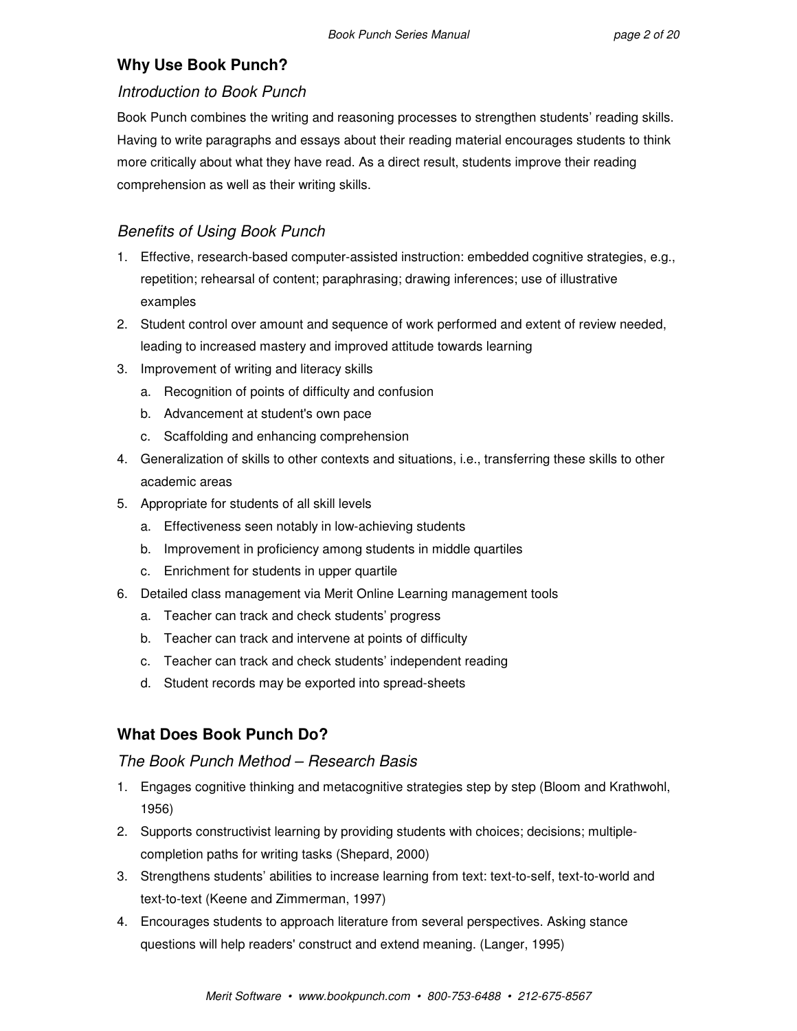## Why Use Book Punch?

### *Introduction to Book Punch*

Book Punch combines the writing and reasoning processes to strengthen students' reading skills. Having to write paragraphs and essays about their reading material encourages students to think more critically about what they have read. As a direct result, students improve their reading comprehension as well as their writing skills.

### *Benefits of Using Book Punch*

1. Effective, research-based computer-assisted instruction: embedded cognitive strategies, e.g., repetition; rehearsal of content; paraphrasing; drawing inferences; use of illustrative examples
2. Student control over amount and sequence of work performed and extent of review needed, leading to increased mastery and improved attitude towards learning
3. Improvement of writing and literacy skills
   a. Recognition of points of difficulty and confusion
   b. Advancement at student's own pace
   c. Scaffolding and enhancing comprehension
4. Generalization of skills to other contexts and situations, i.e., transferring these skills to other academic areas
5. Appropriate for students of all skill levels
   a. Effectiveness seen notably in low-achieving students
   b. Improvement in proficiency among students in middle quartiles
   c. Enrichment for students in upper quartile
6. Detailed class management via Merit Online Learning management tools
   a. Teacher can track and check students' progress
   b. Teacher can track and intervene at points of difficulty
   c. Teacher can track and check students' independent reading
   d. Student records may be exported into spread-sheets

## What Does Book Punch Do?

### *The Book Punch Method – Research Basis*

1. Engages cognitive thinking and metacognitive strategies step by step (Bloom and Krathwohl, 1956)
2. Supports constructivist learning by providing students with choices; decisions; multiple-completion paths for writing tasks (Shepard, 2000)
3. Strengthens students' abilities to increase learning from text: text-to-self, text-to-world and text-to-text (Keene and Zimmerman, 1997)
4. Encourages students to approach literature from several perspectives. Asking stance questions will help readers' construct and extend meaning. (Langer, 1995)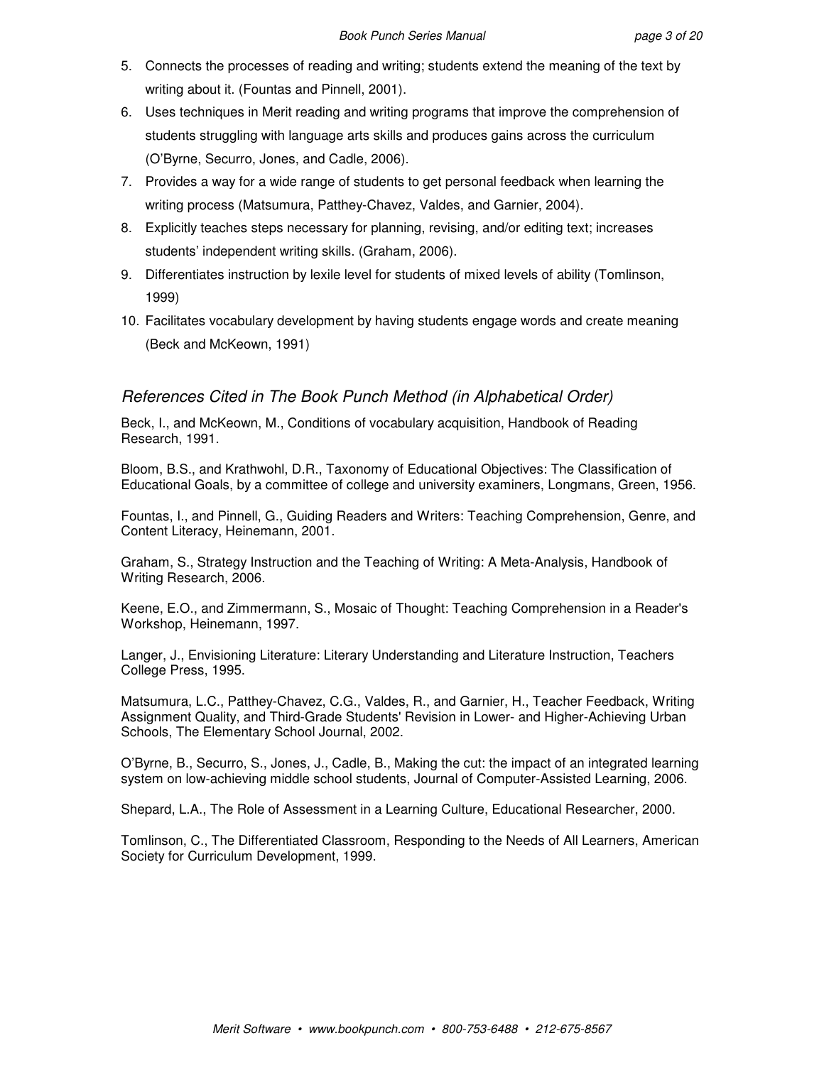5. Connects the processes of reading and writing; students extend the meaning of the text by writing about it. (Fountas and Pinnell, 2001).
6. Uses techniques in Merit reading and writing programs that improve the comprehension of students struggling with language arts skills and produces gains across the curriculum (O'Byrne, Securro, Jones, and Cadle, 2006).
7. Provides a way for a wide range of students to get personal feedback when learning the writing process (Matsumura, Patthey-Chavez, Valdes, and Garnier, 2004).
8. Explicitly teaches steps necessary for planning, revising, and/or editing text; increases students' independent writing skills. (Graham, 2006).
9. Differentiates instruction by lexile level for students of mixed levels of ability (Tomlinson, 1999)
10. Facilitates vocabulary development by having students engage words and create meaning (Beck and McKeown, 1991)

## *References Cited in The Book Punch Method (in Alphabetical Order)*

Beck, I., and McKeown, M., Conditions of vocabulary acquisition, Handbook of Reading Research, 1991.

Bloom, B.S., and Krathwohl, D.R., Taxonomy of Educational Objectives: The Classification of Educational Goals, by a committee of college and university examiners, Longmans, Green, 1956.

Fountas, I., and Pinnell, G., Guiding Readers and Writers: Teaching Comprehension, Genre, and Content Literacy, Heinemann, 2001.

Graham, S., Strategy Instruction and the Teaching of Writing: A Meta-Analysis, Handbook of Writing Research, 2006.

Keene, E.O., and Zimmermann, S., Mosaic of Thought: Teaching Comprehension in a Reader's Workshop, Heinemann, 1997.

Langer, J., Envisioning Literature: Literary Understanding and Literature Instruction, Teachers College Press, 1995.

Matsumura, L.C., Patthey-Chavez, C.G., Valdes, R., and Garnier, H., Teacher Feedback, Writing Assignment Quality, and Third-Grade Students' Revision in Lower- and Higher-Achieving Urban Schools, The Elementary School Journal, 2002.

O'Byrne, B., Securro, S., Jones, J., Cadle, B., Making the cut: the impact of an integrated learning system on low-achieving middle school students, Journal of Computer-Assisted Learning, 2006.

Shepard, L.A., The Role of Assessment in a Learning Culture, Educational Researcher, 2000.

Tomlinson, C., The Differentiated Classroom, Responding to the Needs of All Learners, American Society for Curriculum Development, 1999.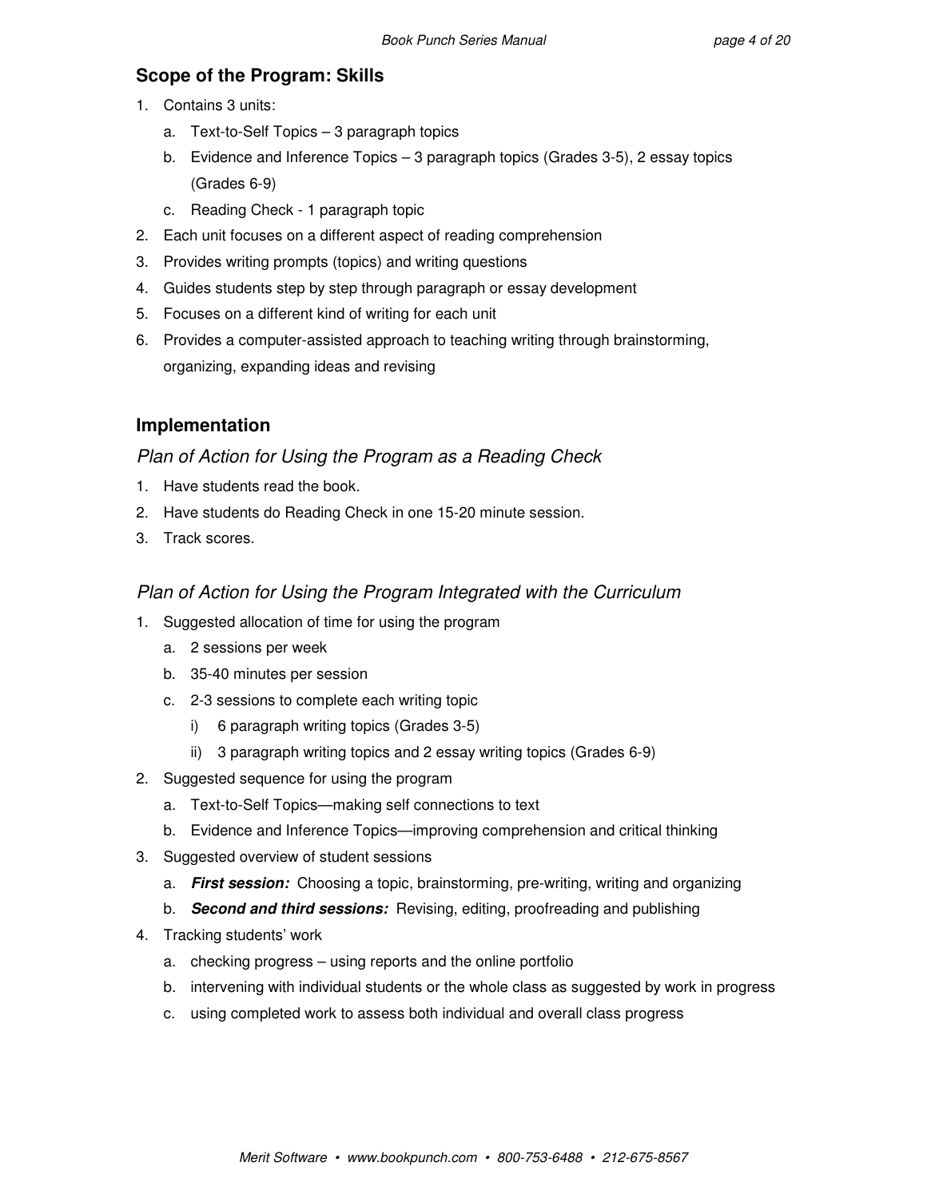## Scope of the Program: Skills

1. Contains 3 units:
   a. Text-to-Self Topics – 3 paragraph topics
   b. Evidence and Inference Topics – 3 paragraph topics (Grades 3-5), 2 essay topics (Grades 6-9)
   c. Reading Check - 1 paragraph topic
2. Each unit focuses on a different aspect of reading comprehension
3. Provides writing prompts (topics) and writing questions
4. Guides students step by step through paragraph or essay development
5. Focuses on a different kind of writing for each unit
6. Provides a computer-assisted approach to teaching writing through brainstorming, organizing, expanding ideas and revising

## Implementation

### *Plan of Action for Using the Program as a Reading Check*

1. Have students read the book.
2. Have students do Reading Check in one 15-20 minute session.
3. Track scores.

### *Plan of Action for Using the Program Integrated with the Curriculum*

1. Suggested allocation of time for using the program
   a. 2 sessions per week
   b. 35-40 minutes per session
   c. 2-3 sessions to complete each writing topic
      i) 6 paragraph writing topics (Grades 3-5)
      ii) 3 paragraph writing topics and 2 essay writing topics (Grades 6-9)
2. Suggested sequence for using the program
   a. Text-to-Self Topics—making self connections to text
   b. Evidence and Inference Topics—improving comprehension and critical thinking
3. Suggested overview of student sessions
   a. ***First session:*** Choosing a topic, brainstorming, pre-writing, writing and organizing
   b. ***Second and third sessions:*** Revising, editing, proofreading and publishing
4. Tracking students' work
   a. checking progress – using reports and the online portfolio
   b. intervening with individual students or the whole class as suggested by work in progress
   c. using completed work to assess both individual and overall class progress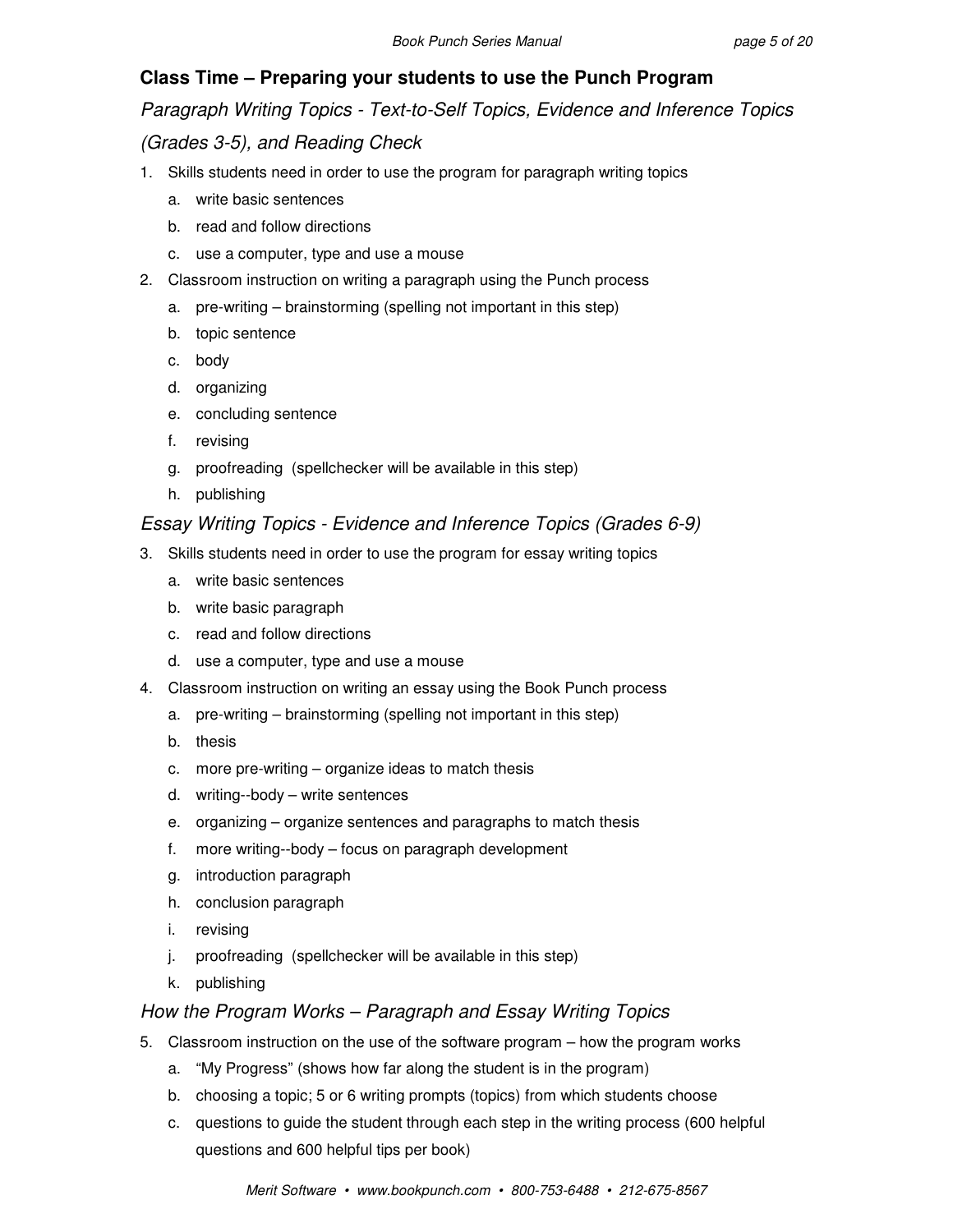## Class Time – Preparing your students to use the Punch Program

### *Paragraph Writing Topics - Text-to-Self Topics, Evidence and Inference Topics (Grades 3-5), and Reading Check*

1. Skills students need in order to use the program for paragraph writing topics
   a. write basic sentences
   b. read and follow directions
   c. use a computer, type and use a mouse
2. Classroom instruction on writing a paragraph using the Punch process
   a. pre-writing – brainstorming (spelling not important in this step)
   b. topic sentence
   c. body
   d. organizing
   e. concluding sentence
   f. revising
   g. proofreading (spellchecker will be available in this step)
   h. publishing

### *Essay Writing Topics - Evidence and Inference Topics (Grades 6-9)*

3. Skills students need in order to use the program for essay writing topics
   a. write basic sentences
   b. write basic paragraph
   c. read and follow directions
   d. use a computer, type and use a mouse
4. Classroom instruction on writing an essay using the Book Punch process
   a. pre-writing – brainstorming (spelling not important in this step)
   b. thesis
   c. more pre-writing – organize ideas to match thesis
   d. writing--body – write sentences
   e. organizing – organize sentences and paragraphs to match thesis
   f. more writing--body – focus on paragraph development
   g. introduction paragraph
   h. conclusion paragraph
   i. revising
   j. proofreading (spellchecker will be available in this step)
   k. publishing

### *How the Program Works – Paragraph and Essay Writing Topics*

5. Classroom instruction on the use of the software program – how the program works
   a. "My Progress" (shows how far along the student is in the program)
   b. choosing a topic; 5 or 6 writing prompts (topics) from which students choose
   c. questions to guide the student through each step in the writing process (600 helpful questions and 600 helpful tips per book)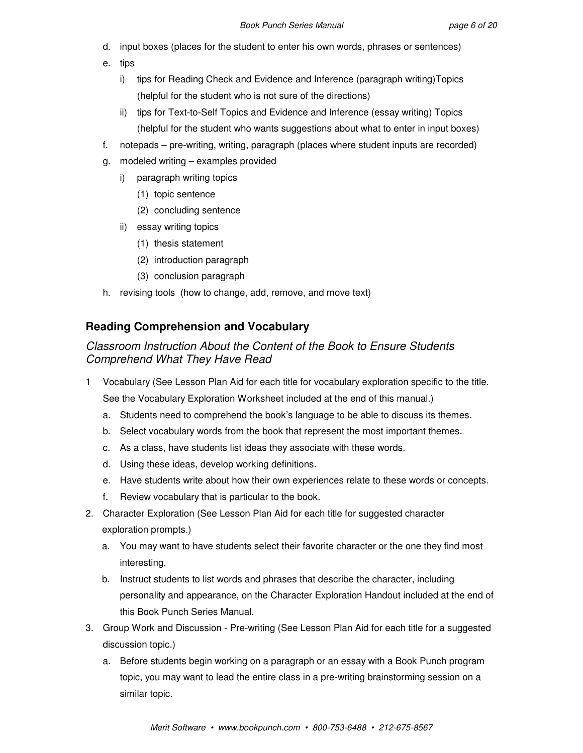d. input boxes (places for the student to enter his own words, phrases or sentences)

e. tips

   i) tips for Reading Check and Evidence and Inference (paragraph writing)Topics (helpful for the student who is not sure of the directions)

   ii) tips for Text-to-Self Topics and Evidence and Inference (essay writing) Topics (helpful for the student who wants suggestions about what to enter in input boxes)

f. notepads – pre-writing, writing, paragraph (places where student inputs are recorded)

g. modeled writing – examples provided

   i) paragraph writing topics

      (1) topic sentence

      (2) concluding sentence

   ii) essay writing topics

      (1) thesis statement

      (2) introduction paragraph

      (3) conclusion paragraph

h. revising tools (how to change, add, remove, and move text)

## Reading Comprehension and Vocabulary

### *Classroom Instruction About the Content of the Book to Ensure Students Comprehend What They Have Read*

1 Vocabulary (See Lesson Plan Aid for each title for vocabulary exploration specific to the title. See the Vocabulary Exploration Worksheet included at the end of this manual.)

   a. Students need to comprehend the book's language to be able to discuss its themes.

   b. Select vocabulary words from the book that represent the most important themes.

   c. As a class, have students list ideas they associate with these words.

   d. Using these ideas, develop working definitions.

   e. Have students write about how their own experiences relate to these words or concepts.

   f. Review vocabulary that is particular to the book.

2. Character Exploration (See Lesson Plan Aid for each title for suggested character exploration prompts.)

   a. You may want to have students select their favorite character or the one they find most interesting.

   b. Instruct students to list words and phrases that describe the character, including personality and appearance, on the Character Exploration Handout included at the end of this Book Punch Series Manual.

3. Group Work and Discussion - Pre-writing (See Lesson Plan Aid for each title for a suggested discussion topic.)

   a. Before students begin working on a paragraph or an essay with a Book Punch program topic, you may want to lead the entire class in a pre-writing brainstorming session on a similar topic.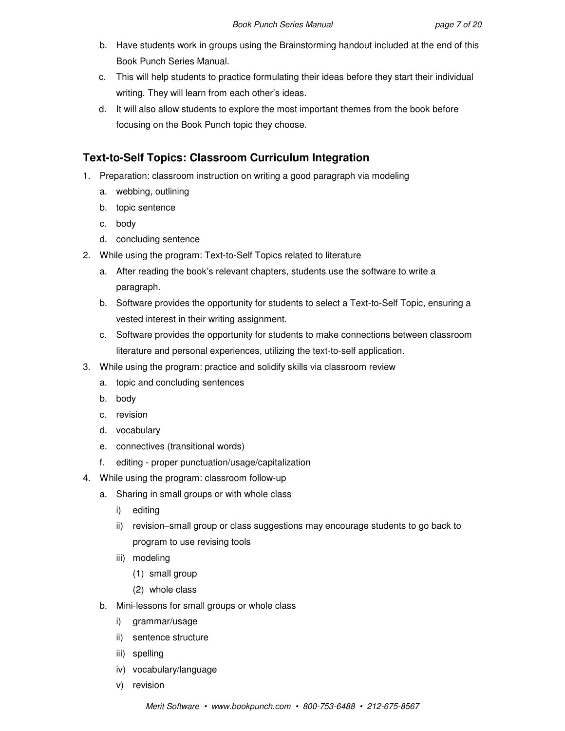b. Have students work in groups using the Brainstorming handout included at the end of this Book Punch Series Manual.
c. This will help students to practice formulating their ideas before they start their individual writing. They will learn from each other's ideas.
d. It will also allow students to explore the most important themes from the book before focusing on the Book Punch topic they choose.

## Text-to-Self Topics: Classroom Curriculum Integration

1. Preparation: classroom instruction on writing a good paragraph via modeling
   a. webbing, outlining
   b. topic sentence
   c. body
   d. concluding sentence
2. While using the program: Text-to-Self Topics related to literature
   a. After reading the book's relevant chapters, students use the software to write a paragraph.
   b. Software provides the opportunity for students to select a Text-to-Self Topic, ensuring a vested interest in their writing assignment.
   c. Software provides the opportunity for students to make connections between classroom literature and personal experiences, utilizing the text-to-self application.
3. While using the program: practice and solidify skills via classroom review
   a. topic and concluding sentences
   b. body
   c. revision
   d. vocabulary
   e. connectives (transitional words)
   f. editing - proper punctuation/usage/capitalization
4. While using the program: classroom follow-up
   a. Sharing in small groups or with whole class
      i) editing
      ii) revision–small group or class suggestions may encourage students to go back to program to use revising tools
      iii) modeling
         (1) small group
         (2) whole class
   b. Mini-lessons for small groups or whole class
      i) grammar/usage
      ii) sentence structure
      iii) spelling
      iv) vocabulary/language
      v) revision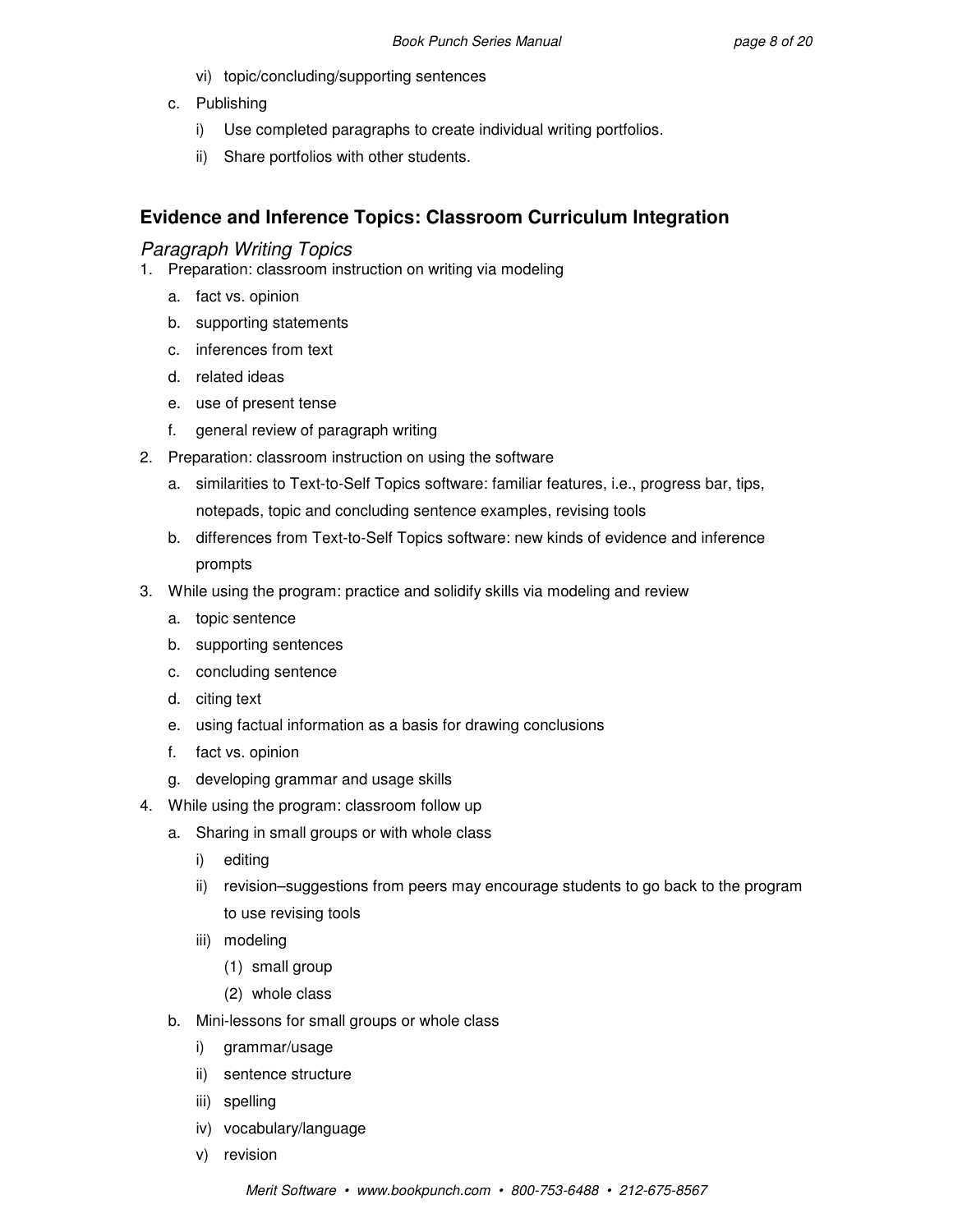vi) topic/concluding/supporting sentences

    c. Publishing

        i) Use completed paragraphs to create individual writing portfolios.

        ii) Share portfolios with other students.

## Evidence and Inference Topics: Classroom Curriculum Integration

### *Paragraph Writing Topics*

1. Preparation: classroom instruction on writing via modeling
    a. fact vs. opinion
    b. supporting statements
    c. inferences from text
    d. related ideas
    e. use of present tense
    f. general review of paragraph writing
2. Preparation: classroom instruction on using the software
    a. similarities to Text-to-Self Topics software: familiar features, i.e., progress bar, tips, notepads, topic and concluding sentence examples, revising tools
    b. differences from Text-to-Self Topics software: new kinds of evidence and inference prompts
3. While using the program: practice and solidify skills via modeling and review
    a. topic sentence
    b. supporting sentences
    c. concluding sentence
    d. citing text
    e. using factual information as a basis for drawing conclusions
    f. fact vs. opinion
    g. developing grammar and usage skills
4. While using the program: classroom follow up
    a. Sharing in small groups or with whole class
        i) editing
        ii) revision–suggestions from peers may encourage students to go back to the program to use revising tools
        iii) modeling
            (1) small group
            (2) whole class
    b. Mini-lessons for small groups or whole class
        i) grammar/usage
        ii) sentence structure
        iii) spelling
        iv) vocabulary/language
        v) revision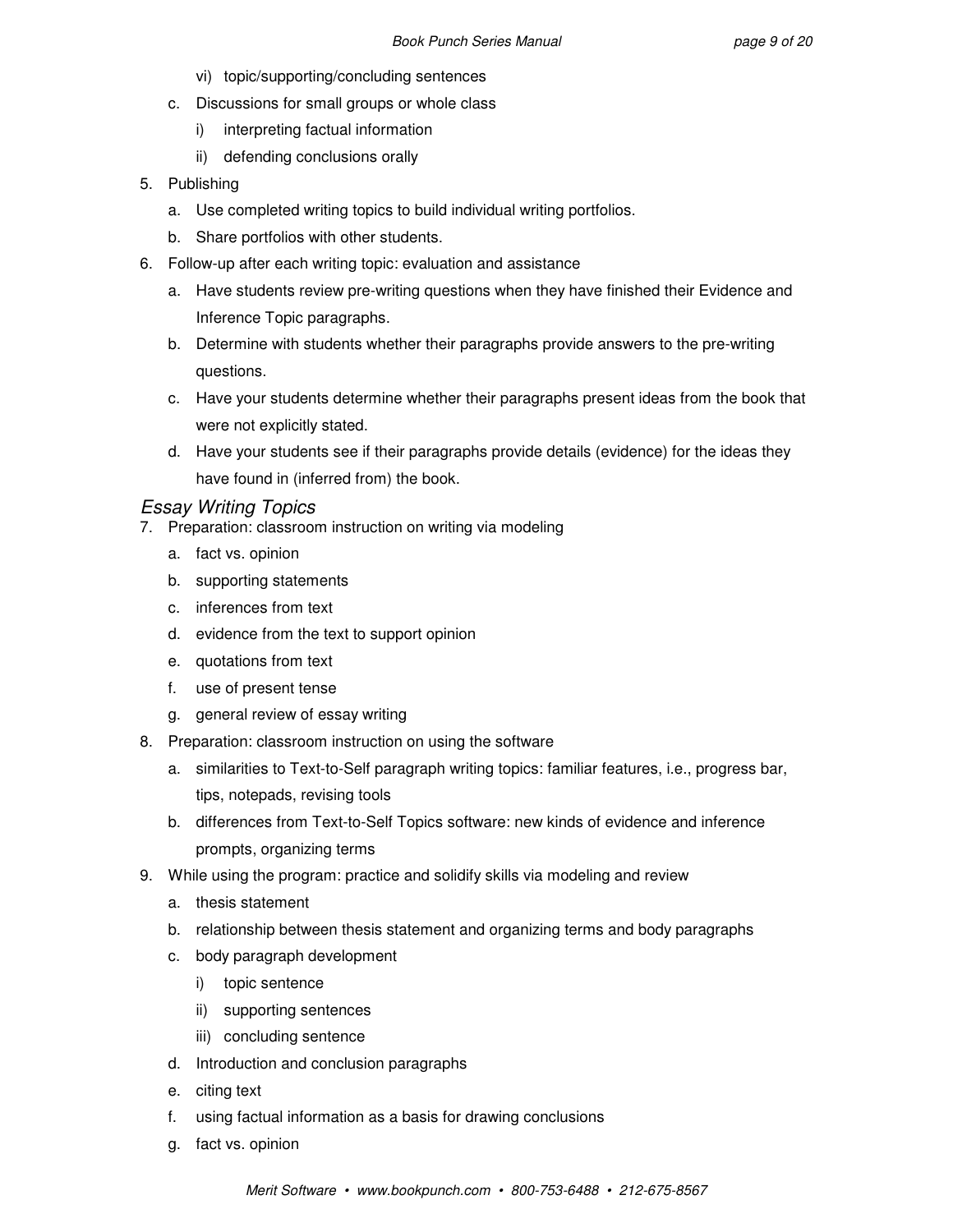- vi) topic/supporting/concluding sentences
   - c. Discussions for small groups or whole class
     - i) interpreting factual information
     - ii) defending conclusions orally

5. Publishing
   - a. Use completed writing topics to build individual writing portfolios.
   - b. Share portfolios with other students.
6. Follow-up after each writing topic: evaluation and assistance
   - a. Have students review pre-writing questions when they have finished their Evidence and Inference Topic paragraphs.
   - b. Determine with students whether their paragraphs provide answers to the pre-writing questions.
   - c. Have your students determine whether their paragraphs present ideas from the book that were not explicitly stated.
   - d. Have your students see if their paragraphs provide details (evidence) for the ideas they have found in (inferred from) the book.

## *Essay Writing Topics*

7. Preparation: classroom instruction on writing via modeling
   - a. fact vs. opinion
   - b. supporting statements
   - c. inferences from text
   - d. evidence from the text to support opinion
   - e. quotations from text
   - f. use of present tense
   - g. general review of essay writing
8. Preparation: classroom instruction on using the software
   - a. similarities to Text-to-Self paragraph writing topics: familiar features, i.e., progress bar, tips, notepads, revising tools
   - b. differences from Text-to-Self Topics software: new kinds of evidence and inference prompts, organizing terms
9. While using the program: practice and solidify skills via modeling and review
   - a. thesis statement
   - b. relationship between thesis statement and organizing terms and body paragraphs
   - c. body paragraph development
     - i) topic sentence
     - ii) supporting sentences
     - iii) concluding sentence
   - d. Introduction and conclusion paragraphs
   - e. citing text
   - f. using factual information as a basis for drawing conclusions
   - g. fact vs. opinion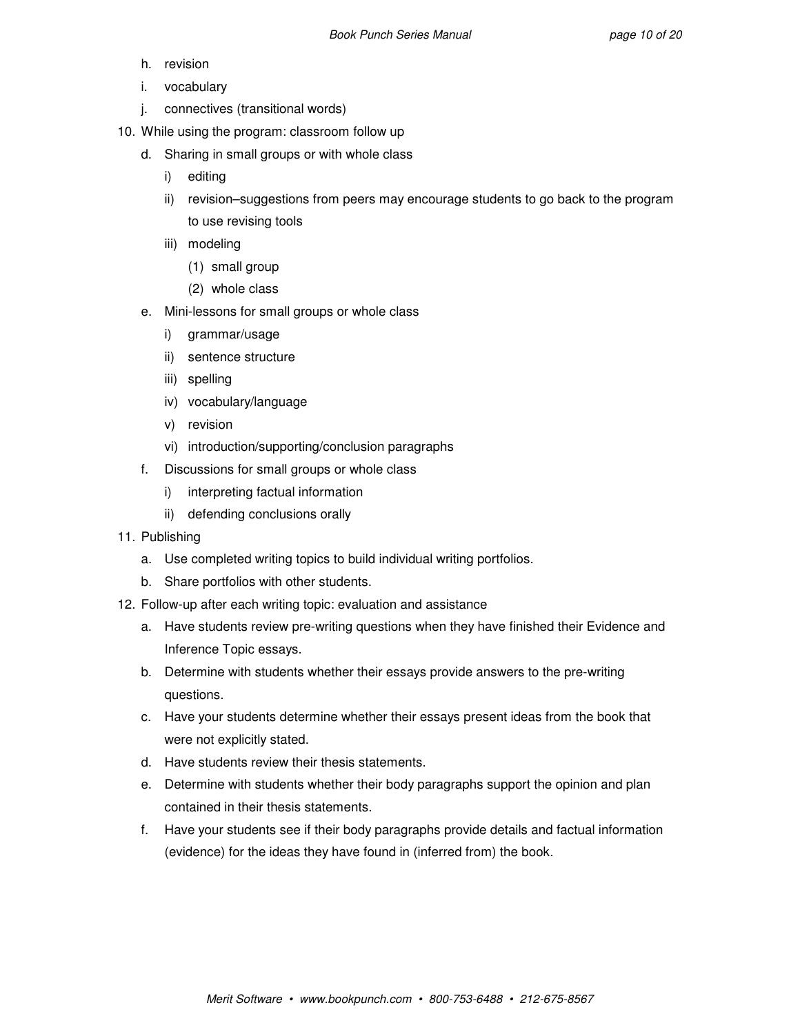h. revision
i. vocabulary
j. connectives (transitional words)

10. While using the program: classroom follow up
    d. Sharing in small groups or with whole class
        i) editing
        ii) revision–suggestions from peers may encourage students to go back to the program to use revising tools
        iii) modeling
            (1) small group
            (2) whole class
    e. Mini-lessons for small groups or whole class
        i) grammar/usage
        ii) sentence structure
        iii) spelling
        iv) vocabulary/language
        v) revision
        vi) introduction/supporting/conclusion paragraphs
    f. Discussions for small groups or whole class
        i) interpreting factual information
        ii) defending conclusions orally

11. Publishing
    a. Use completed writing topics to build individual writing portfolios.
    b. Share portfolios with other students.

12. Follow-up after each writing topic: evaluation and assistance
    a. Have students review pre-writing questions when they have finished their Evidence and Inference Topic essays.
    b. Determine with students whether their essays provide answers to the pre-writing questions.
    c. Have your students determine whether their essays present ideas from the book that were not explicitly stated.
    d. Have students review their thesis statements.
    e. Determine with students whether their body paragraphs support the opinion and plan contained in their thesis statements.
    f. Have your students see if their body paragraphs provide details and factual information (evidence) for the ideas they have found in (inferred from) the book.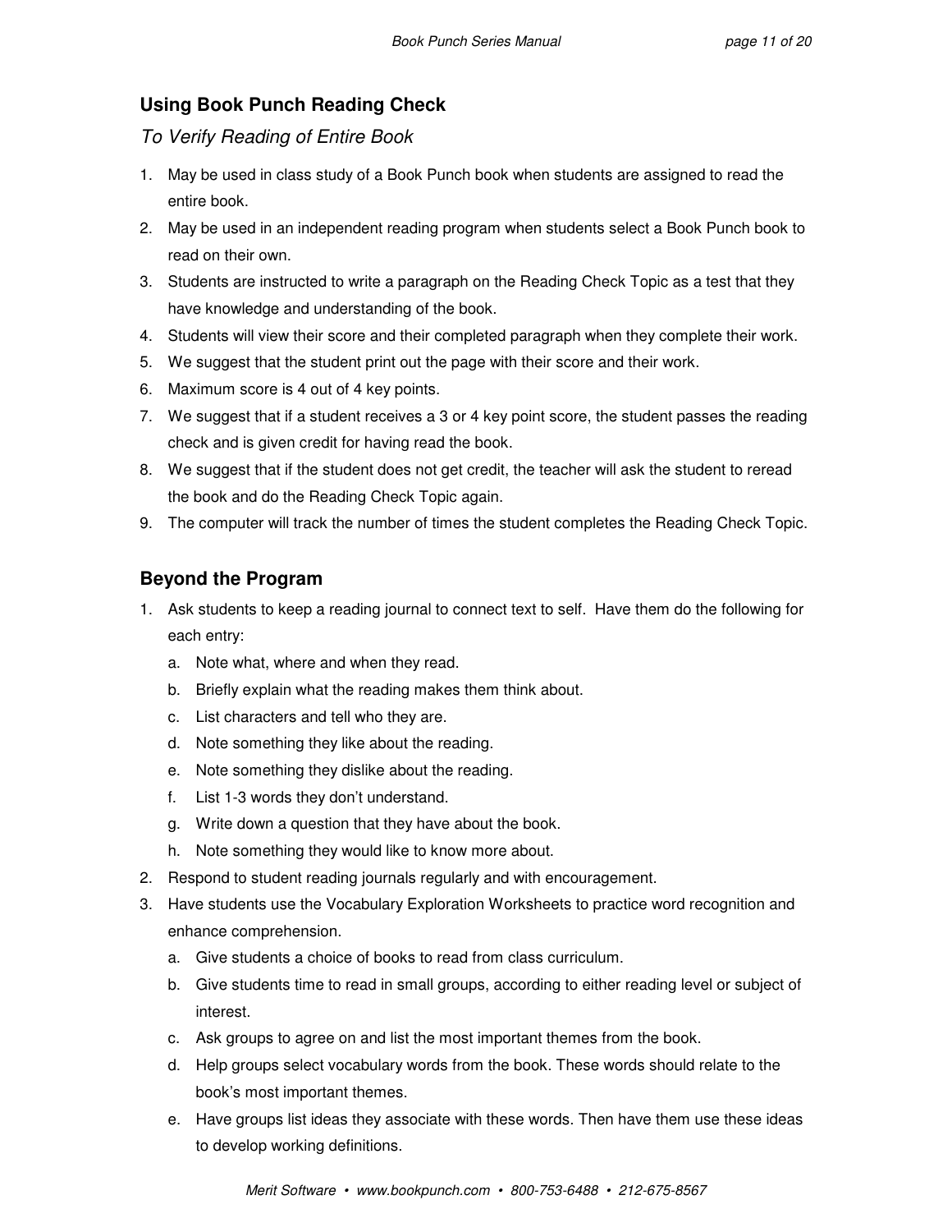## Using Book Punch Reading Check

*To Verify Reading of Entire Book*

1. May be used in class study of a Book Punch book when students are assigned to read the entire book.
2. May be used in an independent reading program when students select a Book Punch book to read on their own.
3. Students are instructed to write a paragraph on the Reading Check Topic as a test that they have knowledge and understanding of the book.
4. Students will view their score and their completed paragraph when they complete their work.
5. We suggest that the student print out the page with their score and their work.
6. Maximum score is 4 out of 4 key points.
7. We suggest that if a student receives a 3 or 4 key point score, the student passes the reading check and is given credit for having read the book.
8. We suggest that if the student does not get credit, the teacher will ask the student to reread the book and do the Reading Check Topic again.
9. The computer will track the number of times the student completes the Reading Check Topic.

## Beyond the Program

1. Ask students to keep a reading journal to connect text to self. Have them do the following for each entry:
   a. Note what, where and when they read.
   b. Briefly explain what the reading makes them think about.
   c. List characters and tell who they are.
   d. Note something they like about the reading.
   e. Note something they dislike about the reading.
   f. List 1-3 words they don't understand.
   g. Write down a question that they have about the book.
   h. Note something they would like to know more about.
2. Respond to student reading journals regularly and with encouragement.
3. Have students use the Vocabulary Exploration Worksheets to practice word recognition and enhance comprehension.
   a. Give students a choice of books to read from class curriculum.
   b. Give students time to read in small groups, according to either reading level or subject of interest.
   c. Ask groups to agree on and list the most important themes from the book.
   d. Help groups select vocabulary words from the book. These words should relate to the book's most important themes.
   e. Have groups list ideas they associate with these words. Then have them use these ideas to develop working definitions.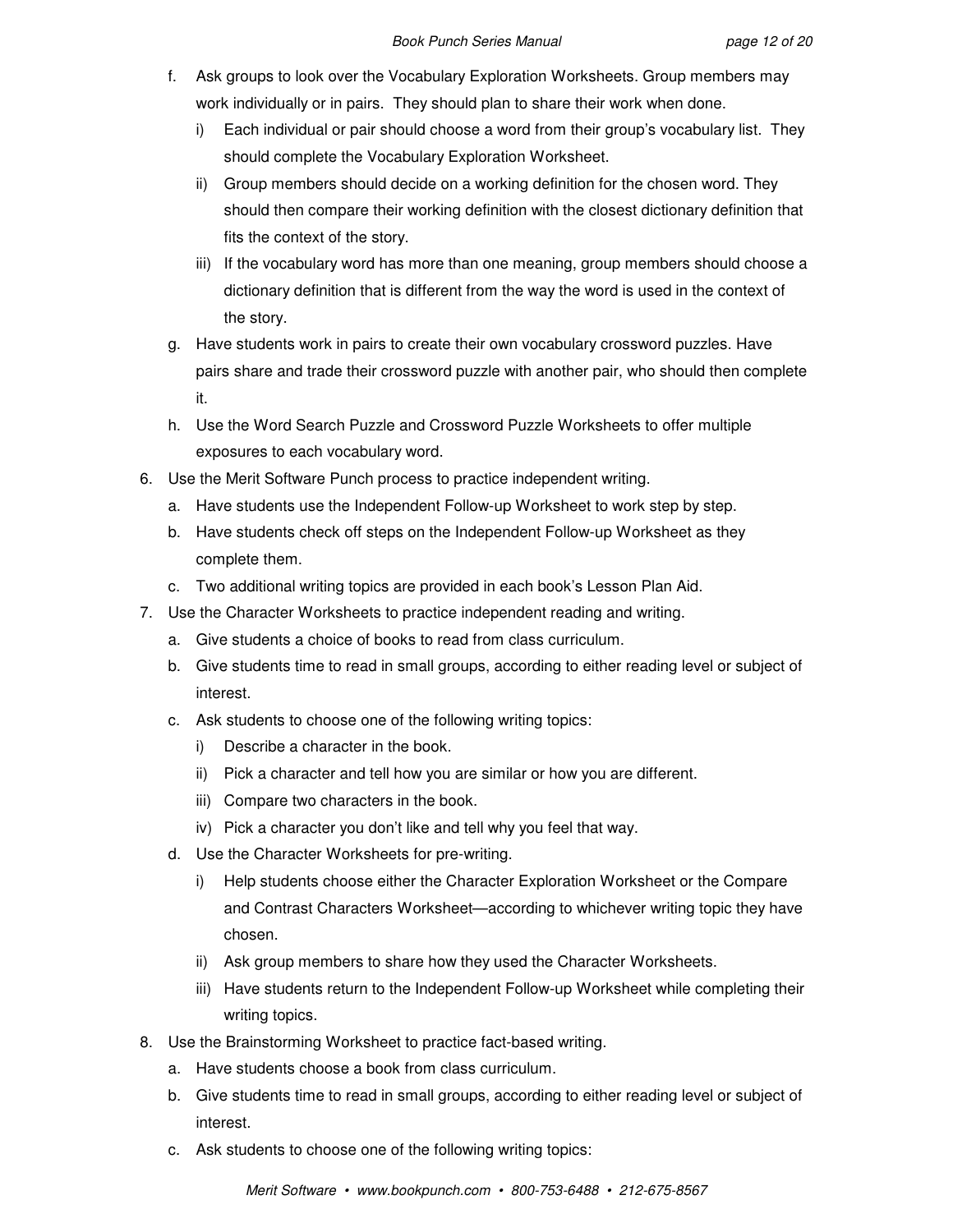f. Ask groups to look over the Vocabulary Exploration Worksheets. Group members may work individually or in pairs. They should plan to share their work when done.
   i) Each individual or pair should choose a word from their group's vocabulary list. They should complete the Vocabulary Exploration Worksheet.
   ii) Group members should decide on a working definition for the chosen word. They should then compare their working definition with the closest dictionary definition that fits the context of the story.
   iii) If the vocabulary word has more than one meaning, group members should choose a dictionary definition that is different from the way the word is used in the context of the story.

g. Have students work in pairs to create their own vocabulary crossword puzzles. Have pairs share and trade their crossword puzzle with another pair, who should then complete it.

h. Use the Word Search Puzzle and Crossword Puzzle Worksheets to offer multiple exposures to each vocabulary word.

6. Use the Merit Software Punch process to practice independent writing.
   a. Have students use the Independent Follow-up Worksheet to work step by step.
   b. Have students check off steps on the Independent Follow-up Worksheet as they complete them.
   c. Two additional writing topics are provided in each book's Lesson Plan Aid.

7. Use the Character Worksheets to practice independent reading and writing.
   a. Give students a choice of books to read from class curriculum.
   b. Give students time to read in small groups, according to either reading level or subject of interest.
   c. Ask students to choose one of the following writing topics:
      i) Describe a character in the book.
      ii) Pick a character and tell how you are similar or how you are different.
      iii) Compare two characters in the book.
      iv) Pick a character you don't like and tell why you feel that way.
   d. Use the Character Worksheets for pre-writing.
      i) Help students choose either the Character Exploration Worksheet or the Compare and Contrast Characters Worksheet—according to whichever writing topic they have chosen.
      ii) Ask group members to share how they used the Character Worksheets.
      iii) Have students return to the Independent Follow-up Worksheet while completing their writing topics.

8. Use the Brainstorming Worksheet to practice fact-based writing.
   a. Have students choose a book from class curriculum.
   b. Give students time to read in small groups, according to either reading level or subject of interest.
   c. Ask students to choose one of the following writing topics: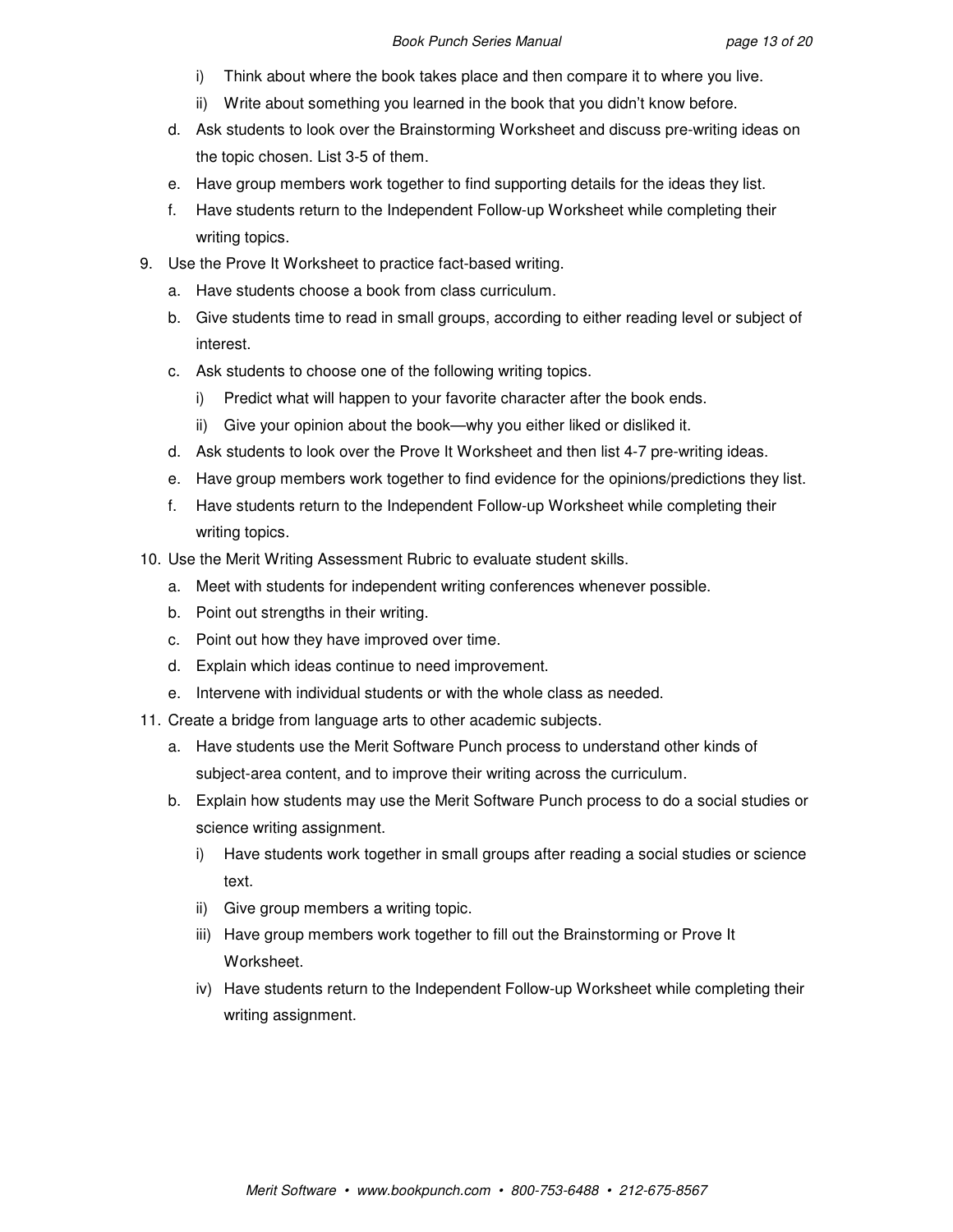i) Think about where the book takes place and then compare it to where you live.
    ii) Write about something you learned in the book that you didn't know before.
  d. Ask students to look over the Brainstorming Worksheet and discuss pre-writing ideas on the topic chosen. List 3-5 of them.
  e. Have group members work together to find supporting details for the ideas they list.
  f. Have students return to the Independent Follow-up Worksheet while completing their writing topics.

9. Use the Prove It Worksheet to practice fact-based writing.
  a. Have students choose a book from class curriculum.
  b. Give students time to read in small groups, according to either reading level or subject of interest.
  c. Ask students to choose one of the following writing topics.
    i) Predict what will happen to your favorite character after the book ends.
    ii) Give your opinion about the book—why you either liked or disliked it.
  d. Ask students to look over the Prove It Worksheet and then list 4-7 pre-writing ideas.
  e. Have group members work together to find evidence for the opinions/predictions they list.
  f. Have students return to the Independent Follow-up Worksheet while completing their writing topics.

10. Use the Merit Writing Assessment Rubric to evaluate student skills.
  a. Meet with students for independent writing conferences whenever possible.
  b. Point out strengths in their writing.
  c. Point out how they have improved over time.
  d. Explain which ideas continue to need improvement.
  e. Intervene with individual students or with the whole class as needed.

11. Create a bridge from language arts to other academic subjects.
  a. Have students use the Merit Software Punch process to understand other kinds of subject-area content, and to improve their writing across the curriculum.
  b. Explain how students may use the Merit Software Punch process to do a social studies or science writing assignment.
    i) Have students work together in small groups after reading a social studies or science text.
    ii) Give group members a writing topic.
    iii) Have group members work together to fill out the Brainstorming or Prove It Worksheet.
    iv) Have students return to the Independent Follow-up Worksheet while completing their writing assignment.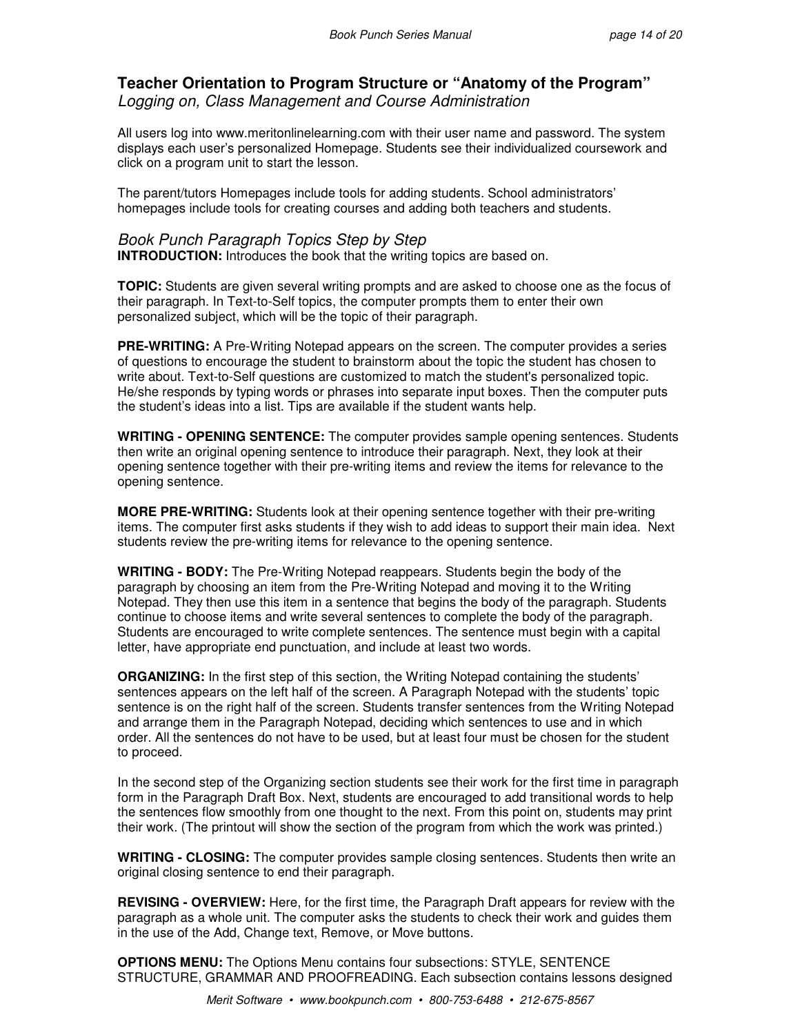## Teacher Orientation to Program Structure or "Anatomy of the Program"

*Logging on, Class Management and Course Administration*

All users log into www.meritonlinelearning.com with their user name and password. The system displays each user's personalized Homepage. Students see their individualized coursework and click on a program unit to start the lesson.

The parent/tutors Homepages include tools for adding students. School administrators' homepages include tools for creating courses and adding both teachers and students.

### *Book Punch Paragraph Topics Step by Step*

**INTRODUCTION:** Introduces the book that the writing topics are based on.

**TOPIC:** Students are given several writing prompts and are asked to choose one as the focus of their paragraph. In Text-to-Self topics, the computer prompts them to enter their own personalized subject, which will be the topic of their paragraph.

**PRE-WRITING:** A Pre-Writing Notepad appears on the screen. The computer provides a series of questions to encourage the student to brainstorm about the topic the student has chosen to write about. Text-to-Self questions are customized to match the student's personalized topic. He/she responds by typing words or phrases into separate input boxes. Then the computer puts the student's ideas into a list. Tips are available if the student wants help.

**WRITING - OPENING SENTENCE:** The computer provides sample opening sentences. Students then write an original opening sentence to introduce their paragraph. Next, they look at their opening sentence together with their pre-writing items and review the items for relevance to the opening sentence.

**MORE PRE-WRITING:** Students look at their opening sentence together with their pre-writing items. The computer first asks students if they wish to add ideas to support their main idea. Next students review the pre-writing items for relevance to the opening sentence.

**WRITING - BODY:** The Pre-Writing Notepad reappears. Students begin the body of the paragraph by choosing an item from the Pre-Writing Notepad and moving it to the Writing Notepad. They then use this item in a sentence that begins the body of the paragraph. Students continue to choose items and write several sentences to complete the body of the paragraph. Students are encouraged to write complete sentences. The sentence must begin with a capital letter, have appropriate end punctuation, and include at least two words.

**ORGANIZING:** In the first step of this section, the Writing Notepad containing the students' sentences appears on the left half of the screen. A Paragraph Notepad with the students' topic sentence is on the right half of the screen. Students transfer sentences from the Writing Notepad and arrange them in the Paragraph Notepad, deciding which sentences to use and in which order. All the sentences do not have to be used, but at least four must be chosen for the student to proceed.

In the second step of the Organizing section students see their work for the first time in paragraph form in the Paragraph Draft Box. Next, students are encouraged to add transitional words to help the sentences flow smoothly from one thought to the next. From this point on, students may print their work. (The printout will show the section of the program from which the work was printed.)

**WRITING - CLOSING:** The computer provides sample closing sentences. Students then write an original closing sentence to end their paragraph.

**REVISING - OVERVIEW:** Here, for the first time, the Paragraph Draft appears for review with the paragraph as a whole unit. The computer asks the students to check their work and guides them in the use of the Add, Change text, Remove, or Move buttons.

**OPTIONS MENU:** The Options Menu contains four subsections: STYLE, SENTENCE STRUCTURE, GRAMMAR AND PROOFREADING. Each subsection contains lessons designed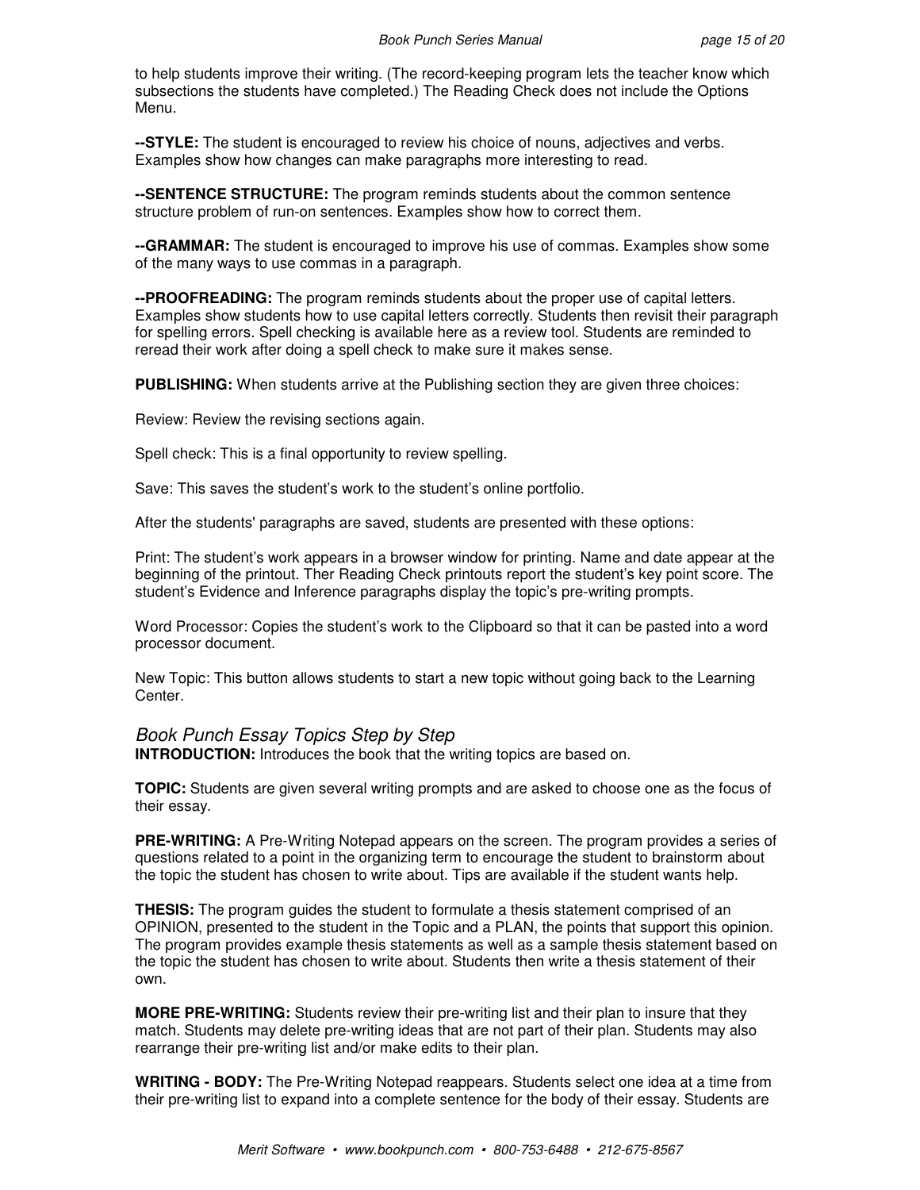to help students improve their writing. (The record-keeping program lets the teacher know which subsections the students have completed.) The Reading Check does not include the Options Menu.

**--STYLE:** The student is encouraged to review his choice of nouns, adjectives and verbs. Examples show how changes can make paragraphs more interesting to read.

**--SENTENCE STRUCTURE:** The program reminds students about the common sentence structure problem of run-on sentences. Examples show how to correct them.

**--GRAMMAR:** The student is encouraged to improve his use of commas. Examples show some of the many ways to use commas in a paragraph.

**--PROOFREADING:** The program reminds students about the proper use of capital letters. Examples show students how to use capital letters correctly. Students then revisit their paragraph for spelling errors. Spell checking is available here as a review tool. Students are reminded to reread their work after doing a spell check to make sure it makes sense.

**PUBLISHING:** When students arrive at the Publishing section they are given three choices:

Review: Review the revising sections again.

Spell check: This is a final opportunity to review spelling.

Save: This saves the student's work to the student's online portfolio.

After the students' paragraphs are saved, students are presented with these options:

Print: The student's work appears in a browser window for printing. Name and date appear at the beginning of the printout. Ther Reading Check printouts report the student's key point score. The student's Evidence and Inference paragraphs display the topic's pre-writing prompts.

Word Processor: Copies the student's work to the Clipboard so that it can be pasted into a word processor document.

New Topic: This button allows students to start a new topic without going back to the Learning Center.

## *Book Punch Essay Topics Step by Step*

**INTRODUCTION:** Introduces the book that the writing topics are based on.

**TOPIC:** Students are given several writing prompts and are asked to choose one as the focus of their essay.

**PRE-WRITING:** A Pre-Writing Notepad appears on the screen. The program provides a series of questions related to a point in the organizing term to encourage the student to brainstorm about the topic the student has chosen to write about. Tips are available if the student wants help.

**THESIS:** The program guides the student to formulate a thesis statement comprised of an OPINION, presented to the student in the Topic and a PLAN, the points that support this opinion. The program provides example thesis statements as well as a sample thesis statement based on the topic the student has chosen to write about. Students then write a thesis statement of their own.

**MORE PRE-WRITING:** Students review their pre-writing list and their plan to insure that they match. Students may delete pre-writing ideas that are not part of their plan. Students may also rearrange their pre-writing list and/or make edits to their plan.

**WRITING - BODY:** The Pre-Writing Notepad reappears. Students select one idea at a time from their pre-writing list to expand into a complete sentence for the body of their essay. Students are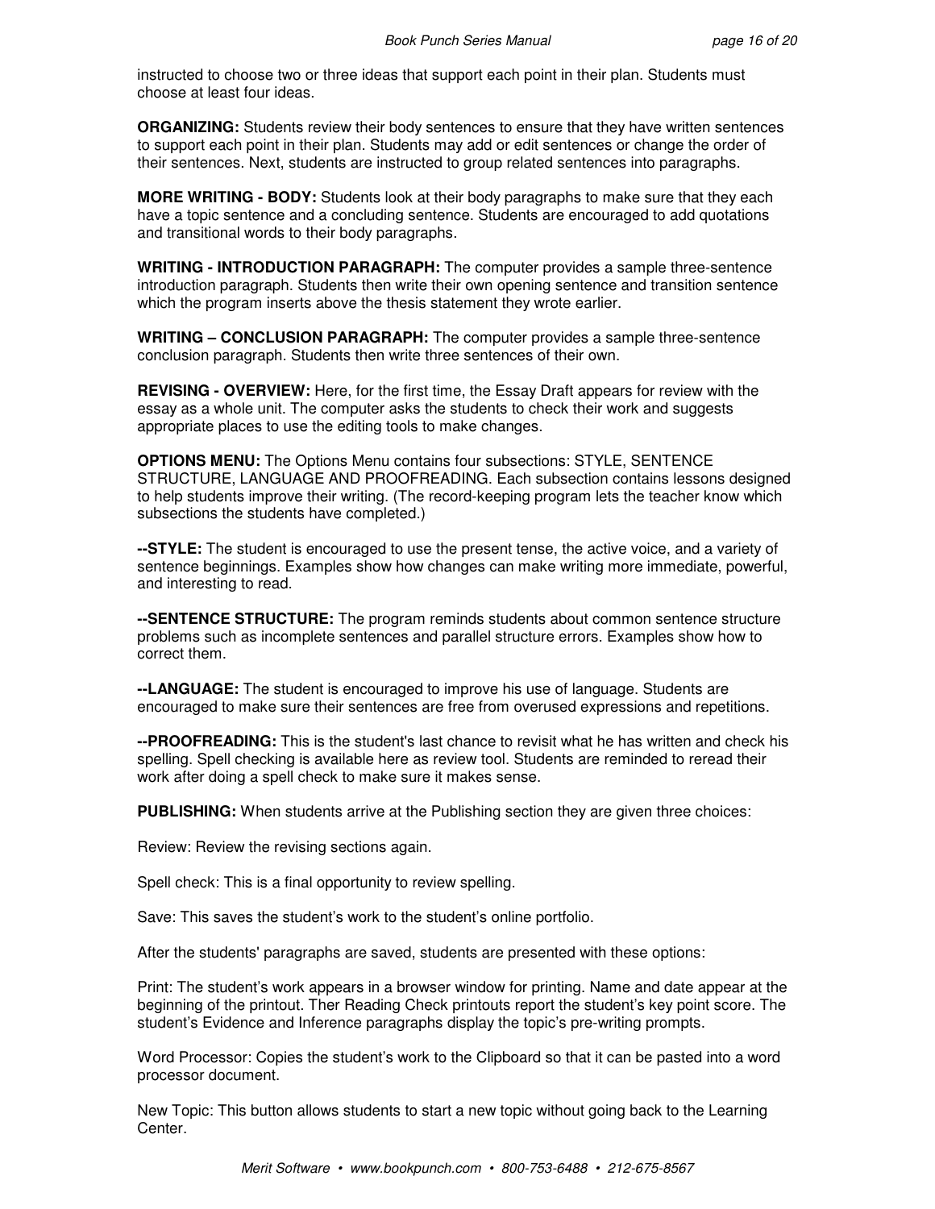instructed to choose two or three ideas that support each point in their plan. Students must choose at least four ideas.

**ORGANIZING:** Students review their body sentences to ensure that they have written sentences to support each point in their plan. Students may add or edit sentences or change the order of their sentences. Next, students are instructed to group related sentences into paragraphs.

**MORE WRITING - BODY:** Students look at their body paragraphs to make sure that they each have a topic sentence and a concluding sentence. Students are encouraged to add quotations and transitional words to their body paragraphs.

**WRITING - INTRODUCTION PARAGRAPH:** The computer provides a sample three-sentence introduction paragraph. Students then write their own opening sentence and transition sentence which the program inserts above the thesis statement they wrote earlier.

**WRITING – CONCLUSION PARAGRAPH:** The computer provides a sample three-sentence conclusion paragraph. Students then write three sentences of their own.

**REVISING - OVERVIEW:** Here, for the first time, the Essay Draft appears for review with the essay as a whole unit. The computer asks the students to check their work and suggests appropriate places to use the editing tools to make changes.

**OPTIONS MENU:** The Options Menu contains four subsections: STYLE, SENTENCE STRUCTURE, LANGUAGE AND PROOFREADING. Each subsection contains lessons designed to help students improve their writing. (The record-keeping program lets the teacher know which subsections the students have completed.)

**--STYLE:** The student is encouraged to use the present tense, the active voice, and a variety of sentence beginnings. Examples show how changes can make writing more immediate, powerful, and interesting to read.

**--SENTENCE STRUCTURE:** The program reminds students about common sentence structure problems such as incomplete sentences and parallel structure errors. Examples show how to correct them.

**--LANGUAGE:** The student is encouraged to improve his use of language. Students are encouraged to make sure their sentences are free from overused expressions and repetitions.

**--PROOFREADING:** This is the student's last chance to revisit what he has written and check his spelling. Spell checking is available here as review tool. Students are reminded to reread their work after doing a spell check to make sure it makes sense.

**PUBLISHING:** When students arrive at the Publishing section they are given three choices:

Review: Review the revising sections again.

Spell check: This is a final opportunity to review spelling.

Save: This saves the student's work to the student's online portfolio.

After the students' paragraphs are saved, students are presented with these options:

Print: The student's work appears in a browser window for printing. Name and date appear at the beginning of the printout. Ther Reading Check printouts report the student's key point score. The student's Evidence and Inference paragraphs display the topic's pre-writing prompts.

Word Processor: Copies the student's work to the Clipboard so that it can be pasted into a word processor document.

New Topic: This button allows students to start a new topic without going back to the Learning Center.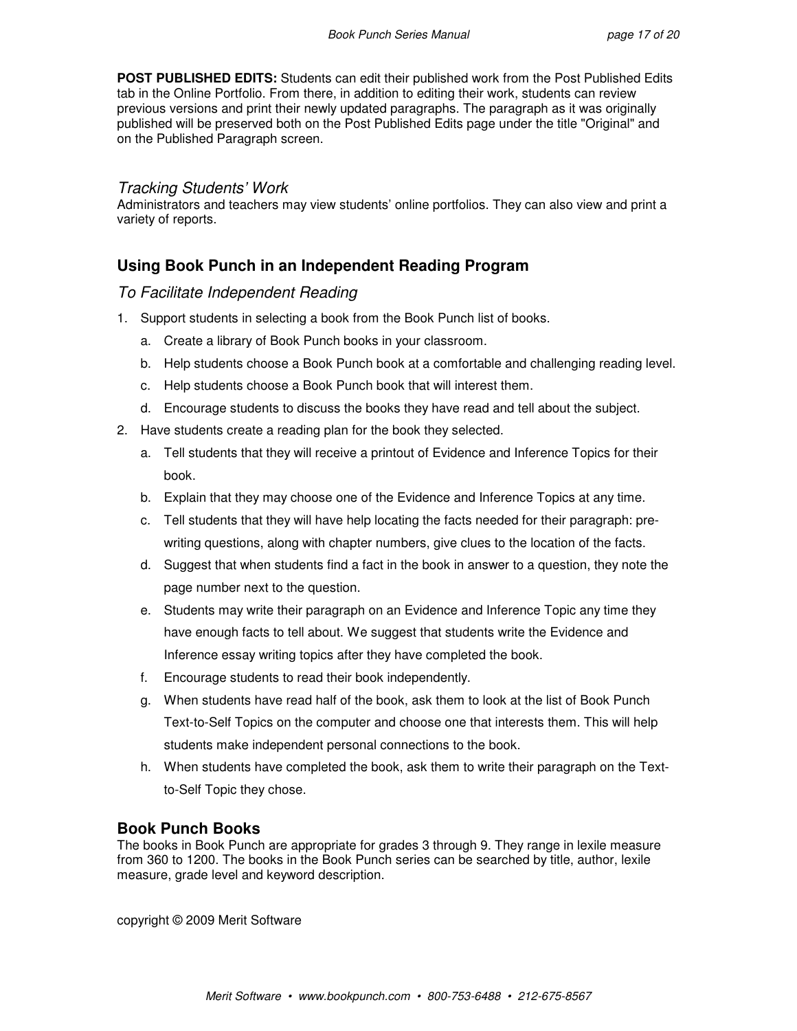**POST PUBLISHED EDITS:** Students can edit their published work from the Post Published Edits tab in the Online Portfolio. From there, in addition to editing their work, students can review previous versions and print their newly updated paragraphs. The paragraph as it was originally published will be preserved both on the Post Published Edits page under the title "Original" and on the Published Paragraph screen.

### *Tracking Students' Work*

Administrators and teachers may view students' online portfolios. They can also view and print a variety of reports.

## Using Book Punch in an Independent Reading Program

### *To Facilitate Independent Reading*

1. Support students in selecting a book from the Book Punch list of books.
   a. Create a library of Book Punch books in your classroom.
   b. Help students choose a Book Punch book at a comfortable and challenging reading level.
   c. Help students choose a Book Punch book that will interest them.
   d. Encourage students to discuss the books they have read and tell about the subject.
2. Have students create a reading plan for the book they selected.
   a. Tell students that they will receive a printout of Evidence and Inference Topics for their book.
   b. Explain that they may choose one of the Evidence and Inference Topics at any time.
   c. Tell students that they will have help locating the facts needed for their paragraph: pre-writing questions, along with chapter numbers, give clues to the location of the facts.
   d. Suggest that when students find a fact in the book in answer to a question, they note the page number next to the question.
   e. Students may write their paragraph on an Evidence and Inference Topic any time they have enough facts to tell about. We suggest that students write the Evidence and Inference essay writing topics after they have completed the book.
   f. Encourage students to read their book independently.
   g. When students have read half of the book, ask them to look at the list of Book Punch Text-to-Self Topics on the computer and choose one that interests them. This will help students make independent personal connections to the book.
   h. When students have completed the book, ask them to write their paragraph on the Text-to-Self Topic they chose.

## Book Punch Books

The books in Book Punch are appropriate for grades 3 through 9. They range in lexile measure from 360 to 1200. The books in the Book Punch series can be searched by title, author, lexile measure, grade level and keyword description.

copyright © 2009 Merit Software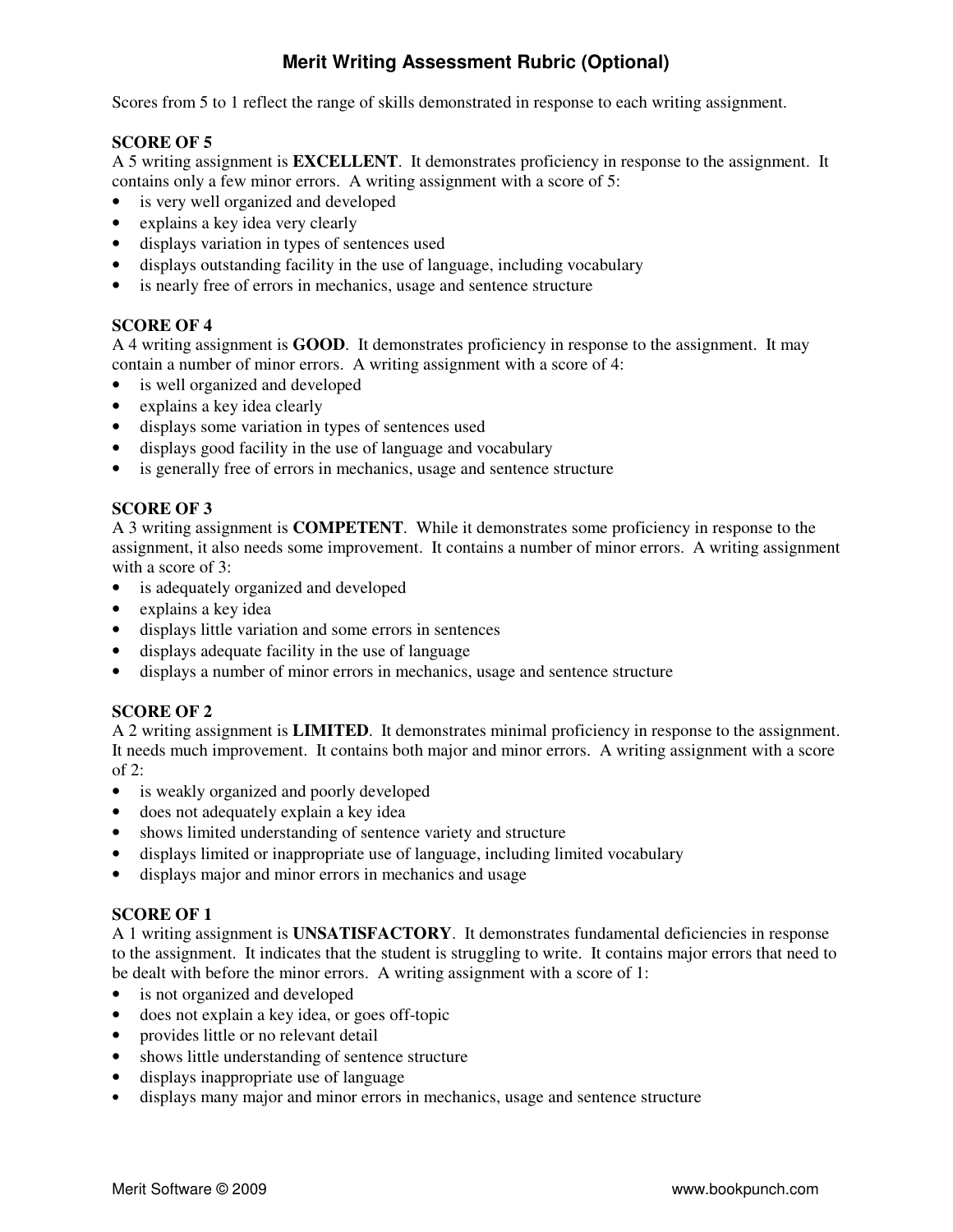# Merit Writing Assessment Rubric (Optional)

Scores from 5 to 1 reflect the range of skills demonstrated in response to each writing assignment.

**SCORE OF 5**

A 5 writing assignment is **EXCELLENT**. It demonstrates proficiency in response to the assignment. It contains only a few minor errors. A writing assignment with a score of 5:

- is very well organized and developed
- explains a key idea very clearly
- displays variation in types of sentences used
- displays outstanding facility in the use of language, including vocabulary
- is nearly free of errors in mechanics, usage and sentence structure

**SCORE OF 4**

A 4 writing assignment is **GOOD**. It demonstrates proficiency in response to the assignment. It may contain a number of minor errors. A writing assignment with a score of 4:

- is well organized and developed
- explains a key idea clearly
- displays some variation in types of sentences used
- displays good facility in the use of language and vocabulary
- is generally free of errors in mechanics, usage and sentence structure

**SCORE OF 3**

A 3 writing assignment is **COMPETENT**. While it demonstrates some proficiency in response to the assignment, it also needs some improvement. It contains a number of minor errors. A writing assignment with a score of 3:

- is adequately organized and developed
- explains a key idea
- displays little variation and some errors in sentences
- displays adequate facility in the use of language
- displays a number of minor errors in mechanics, usage and sentence structure

**SCORE OF 2**

A 2 writing assignment is **LIMITED**. It demonstrates minimal proficiency in response to the assignment. It needs much improvement. It contains both major and minor errors. A writing assignment with a score of 2:

- is weakly organized and poorly developed
- does not adequately explain a key idea
- shows limited understanding of sentence variety and structure
- displays limited or inappropriate use of language, including limited vocabulary
- displays major and minor errors in mechanics and usage

**SCORE OF 1**

A 1 writing assignment is **UNSATISFACTORY**. It demonstrates fundamental deficiencies in response to the assignment. It indicates that the student is struggling to write. It contains major errors that need to be dealt with before the minor errors. A writing assignment with a score of 1:

- is not organized and developed
- does not explain a key idea, or goes off-topic
- provides little or no relevant detail
- shows little understanding of sentence structure
- displays inappropriate use of language
- displays many major and minor errors in mechanics, usage and sentence structure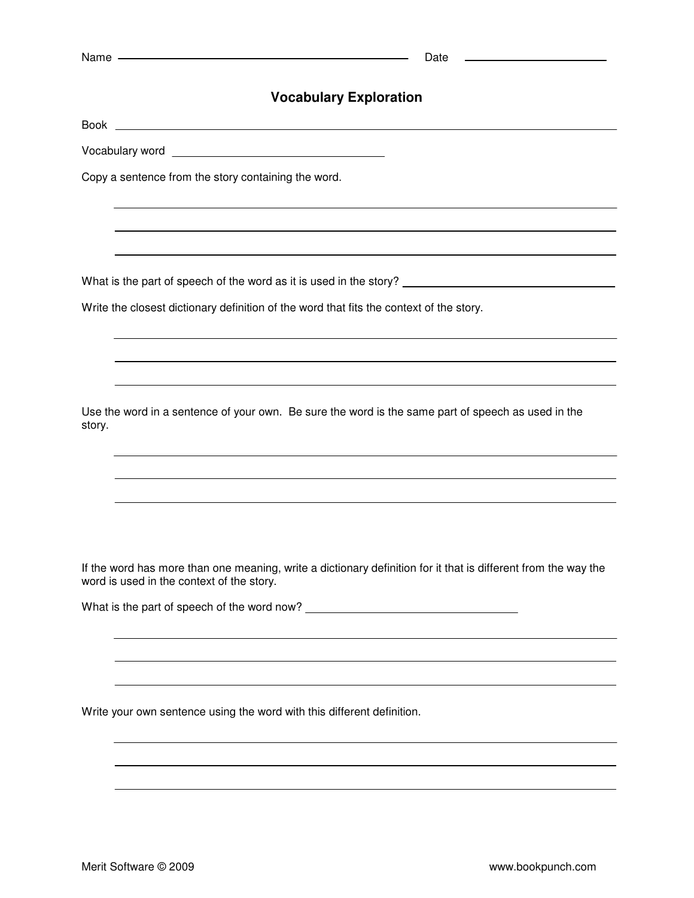Name \_\_\_\_\_\_\_\_\_\_\_\_\_\_\_\_\_\_\_\_\_\_\_\_\_\_\_\_\_\_\_\_\_\_\_\_\_\_\_\_ Date \_\_\_\_\_\_\_\_\_\_\_\_\_\_\_\_\_\_\_\_

# Vocabulary Exploration

Book \_\_\_\_\_\_\_\_\_\_\_\_\_\_\_\_\_\_\_\_\_\_\_\_\_\_\_\_\_\_\_\_\_\_\_\_\_\_\_\_\_\_\_\_\_\_\_\_\_\_\_\_\_\_\_\_\_\_

Vocabulary word \_\_\_\_\_\_\_\_\_\_\_\_\_\_\_\_\_\_\_\_\_\_\_\_\_\_\_\_\_\_\_\_

Copy a sentence from the story containing the word.

\_\_\_\_\_\_\_\_\_\_\_\_\_\_\_\_\_\_\_\_\_\_\_\_\_\_\_\_\_\_\_\_\_\_\_\_\_\_\_\_\_\_\_\_\_\_\_\_\_\_\_\_\_\_\_\_\_\_

\_\_\_\_\_\_\_\_\_\_\_\_\_\_\_\_\_\_\_\_\_\_\_\_\_\_\_\_\_\_\_\_\_\_\_\_\_\_\_\_\_\_\_\_\_\_\_\_\_\_\_\_\_\_\_\_\_\_

\_\_\_\_\_\_\_\_\_\_\_\_\_\_\_\_\_\_\_\_\_\_\_\_\_\_\_\_\_\_\_\_\_\_\_\_\_\_\_\_\_\_\_\_\_\_\_\_\_\_\_\_\_\_\_\_\_\_

What is the part of speech of the word as it is used in the story? \_\_\_\_\_\_\_\_\_\_\_\_\_\_\_\_\_\_\_\_\_\_\_\_

Write the closest dictionary definition of the word that fits the context of the story.

\_\_\_\_\_\_\_\_\_\_\_\_\_\_\_\_\_\_\_\_\_\_\_\_\_\_\_\_\_\_\_\_\_\_\_\_\_\_\_\_\_\_\_\_\_\_\_\_\_\_\_\_\_\_\_\_\_\_

\_\_\_\_\_\_\_\_\_\_\_\_\_\_\_\_\_\_\_\_\_\_\_\_\_\_\_\_\_\_\_\_\_\_\_\_\_\_\_\_\_\_\_\_\_\_\_\_\_\_\_\_\_\_\_\_\_\_

\_\_\_\_\_\_\_\_\_\_\_\_\_\_\_\_\_\_\_\_\_\_\_\_\_\_\_\_\_\_\_\_\_\_\_\_\_\_\_\_\_\_\_\_\_\_\_\_\_\_\_\_\_\_\_\_\_\_

Use the word in a sentence of your own. Be sure the word is the same part of speech as used in the story.

\_\_\_\_\_\_\_\_\_\_\_\_\_\_\_\_\_\_\_\_\_\_\_\_\_\_\_\_\_\_\_\_\_\_\_\_\_\_\_\_\_\_\_\_\_\_\_\_\_\_\_\_\_\_\_\_\_\_

\_\_\_\_\_\_\_\_\_\_\_\_\_\_\_\_\_\_\_\_\_\_\_\_\_\_\_\_\_\_\_\_\_\_\_\_\_\_\_\_\_\_\_\_\_\_\_\_\_\_\_\_\_\_\_\_\_\_

\_\_\_\_\_\_\_\_\_\_\_\_\_\_\_\_\_\_\_\_\_\_\_\_\_\_\_\_\_\_\_\_\_\_\_\_\_\_\_\_\_\_\_\_\_\_\_\_\_\_\_\_\_\_\_\_\_\_

If the word has more than one meaning, write a dictionary definition for it that is different from the way the word is used in the context of the story.

What is the part of speech of the word now? \_\_\_\_\_\_\_\_\_\_\_\_\_\_\_\_\_\_\_\_\_\_\_\_\_\_\_\_\_\_\_\_

\_\_\_\_\_\_\_\_\_\_\_\_\_\_\_\_\_\_\_\_\_\_\_\_\_\_\_\_\_\_\_\_\_\_\_\_\_\_\_\_\_\_\_\_\_\_\_\_\_\_\_\_\_\_\_\_\_\_

\_\_\_\_\_\_\_\_\_\_\_\_\_\_\_\_\_\_\_\_\_\_\_\_\_\_\_\_\_\_\_\_\_\_\_\_\_\_\_\_\_\_\_\_\_\_\_\_\_\_\_\_\_\_\_\_\_\_

\_\_\_\_\_\_\_\_\_\_\_\_\_\_\_\_\_\_\_\_\_\_\_\_\_\_\_\_\_\_\_\_\_\_\_\_\_\_\_\_\_\_\_\_\_\_\_\_\_\_\_\_\_\_\_\_\_\_

Write your own sentence using the word with this different definition.

\_\_\_\_\_\_\_\_\_\_\_\_\_\_\_\_\_\_\_\_\_\_\_\_\_\_\_\_\_\_\_\_\_\_\_\_\_\_\_\_\_\_\_\_\_\_\_\_\_\_\_\_\_\_\_\_\_\_

\_\_\_\_\_\_\_\_\_\_\_\_\_\_\_\_\_\_\_\_\_\_\_\_\_\_\_\_\_\_\_\_\_\_\_\_\_\_\_\_\_\_\_\_\_\_\_\_\_\_\_\_\_\_\_\_\_\_

\_\_\_\_\_\_\_\_\_\_\_\_\_\_\_\_\_\_\_\_\_\_\_\_\_\_\_\_\_\_\_\_\_\_\_\_\_\_\_\_\_\_\_\_\_\_\_\_\_\_\_\_\_\_\_\_\_\_

Merit Software © 2009 www.bookpunch.com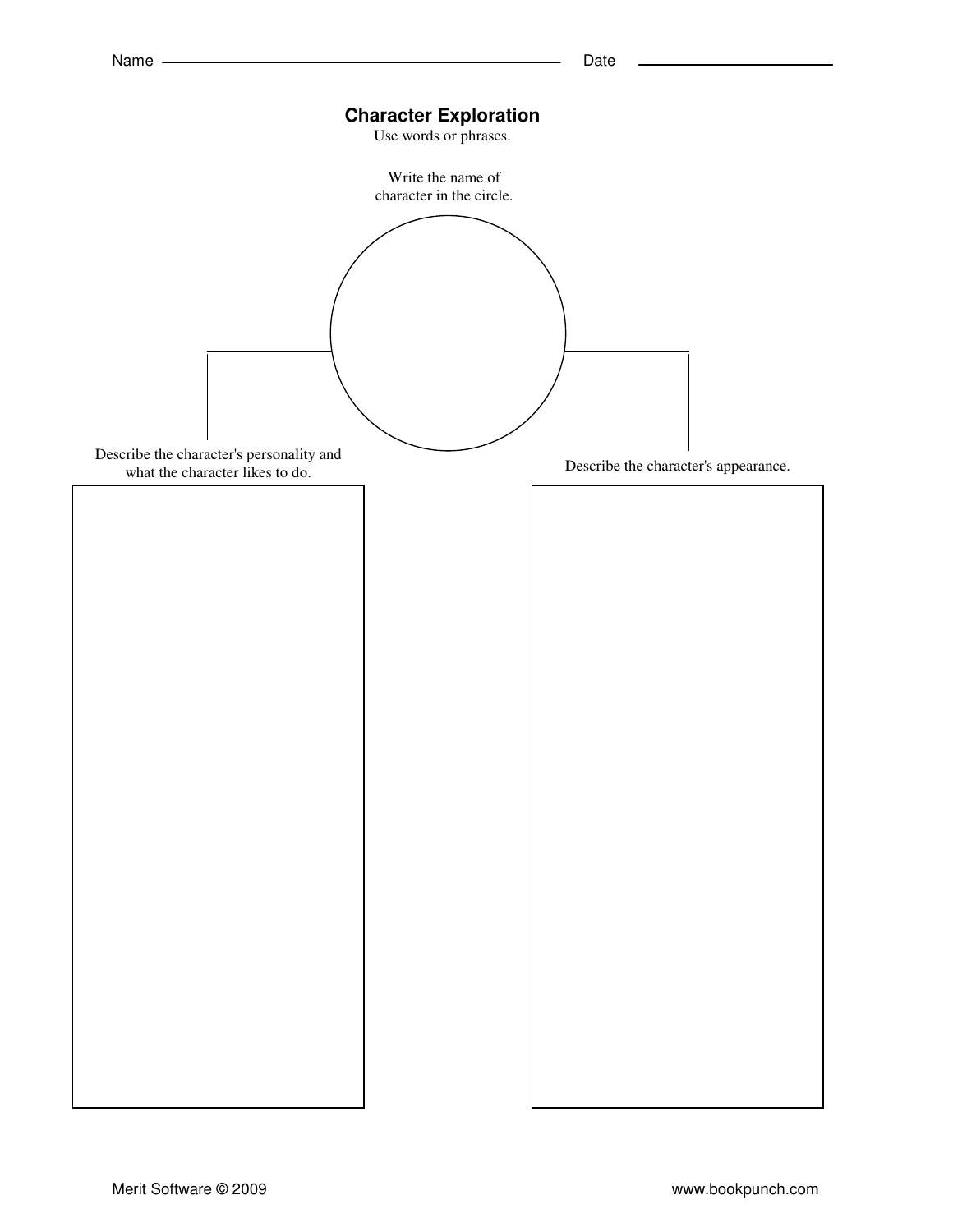Name ____________________________ Date ______________

## Character Exploration

Use words or phrases.

Write the name of character in the circle.

Describe the character's personality and what the character likes to do.

Describe the character's appearance.

Merit Software © 2009

www.bookpunch.com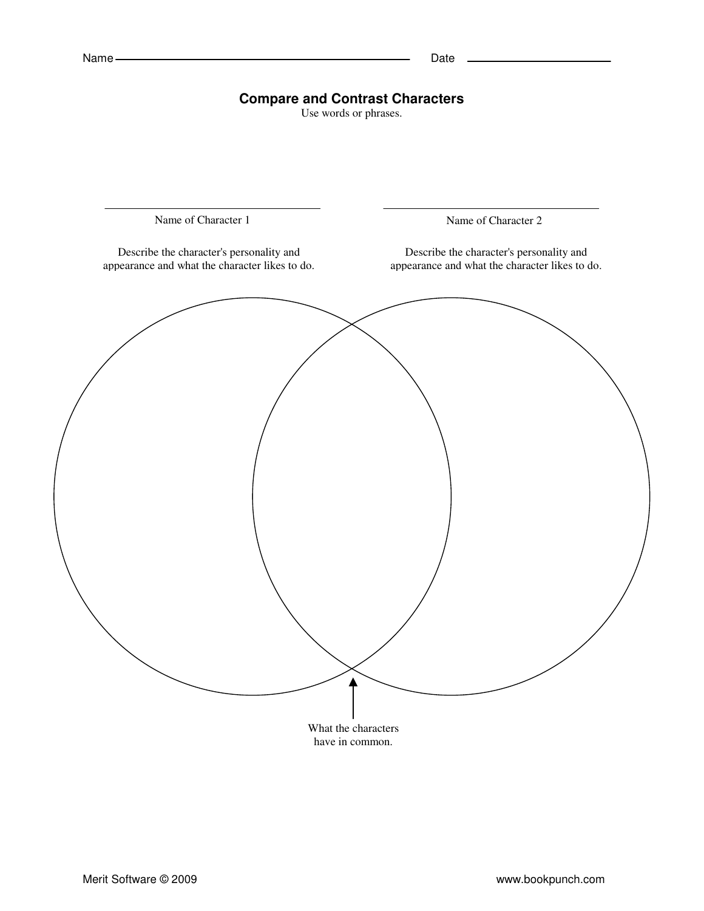Name ____________________ Date ____________

## Compare and Contrast Characters

Use words or phrases.

____________________
Name of Character 1

Describe the character's personality and appearance and what the character likes to do.

____________________
Name of Character 2

Describe the character's personality and appearance and what the character likes to do.

What the characters have in common.

Merit Software © 2009

www.bookpunch.com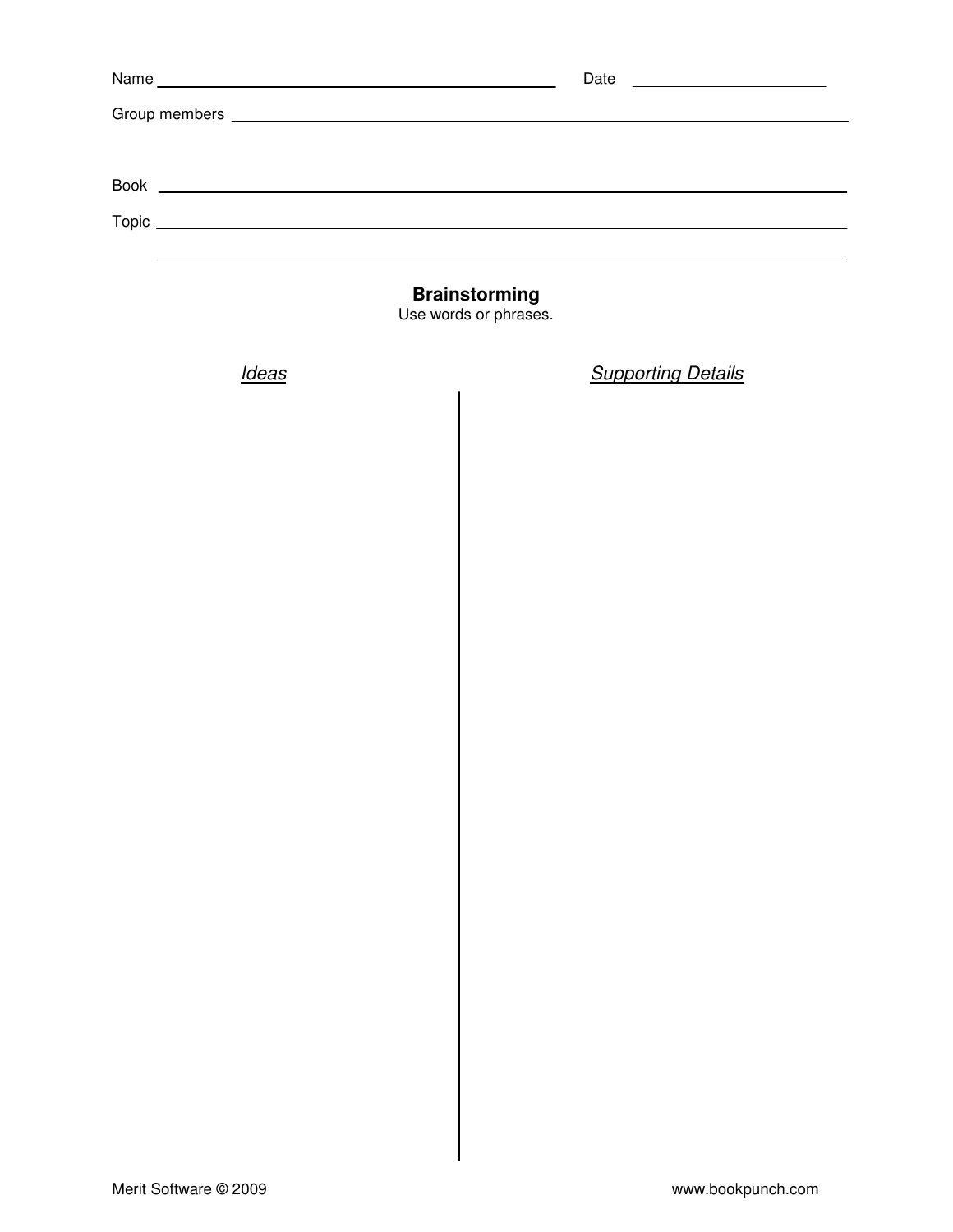Name ______________________________ Date ____________________

Group members ____________________________________________

Book ____________________________________________________

Topic ____________________________________________________

__________________________________________________________

## Brainstorming

Use words or phrases.

| *Ideas* | *Supporting Details* |
| --- | --- |
| | |

Merit Software © 2009 www.bookpunch.com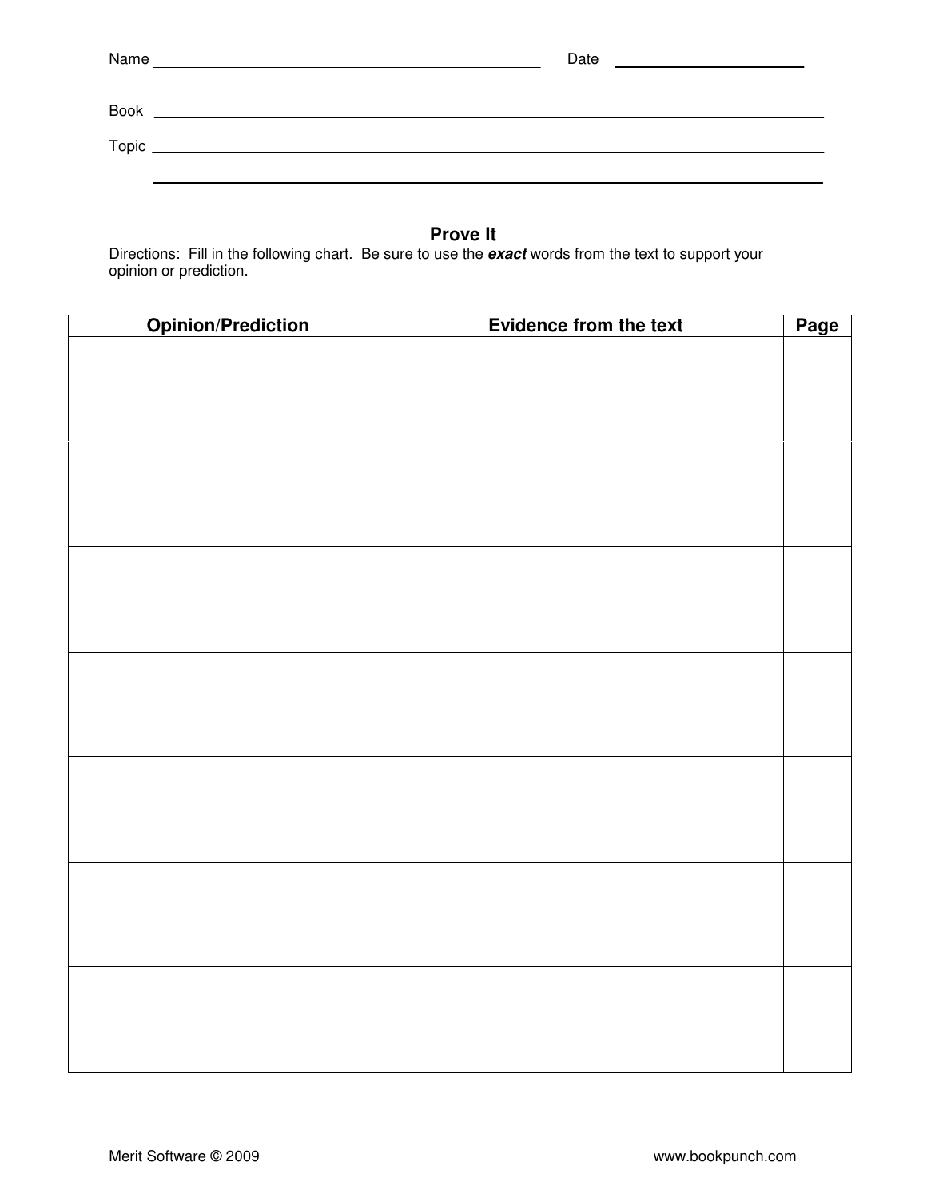Name ______________________________ Date ____________________

Book ______________________________________________________________

Topic ______________________________________________________________

______________________________________________________________

## Prove It

Directions: Fill in the following chart. Be sure to use the ***exact*** words from the text to support your opinion or prediction.

| Opinion/Prediction | Evidence from the text | Page |
|---|---|---|
| | | |
| | | |
| | | |
| | | |
| | | |
| | | |
| | | |

Merit Software © 2009 www.bookpunch.com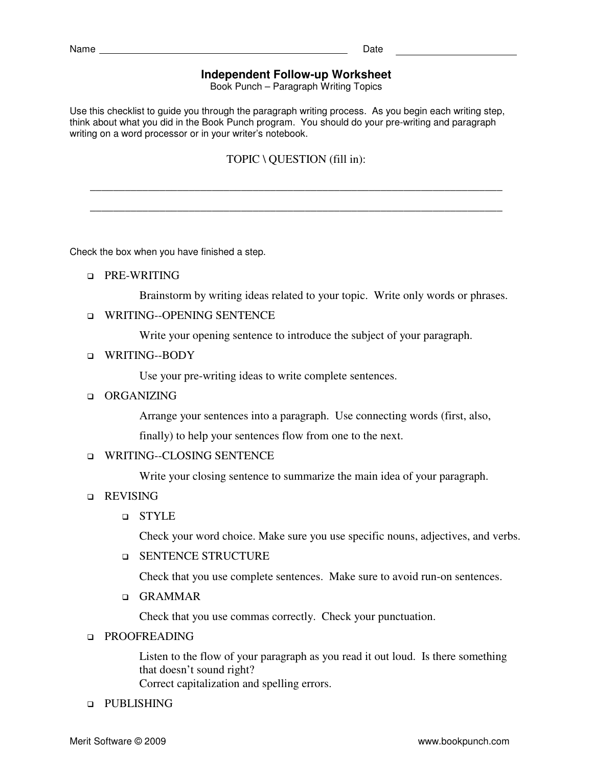Name ________________________________________________ Date ______________________

## Independent Follow-up Worksheet

Book Punch – Paragraph Writing Topics

Use this checklist to guide you through the paragraph writing process. As you begin each writing step, think about what you did in the Book Punch program. You should do your pre-writing and paragraph writing on a word processor or in your writer's notebook.

TOPIC \ QUESTION (fill in):

______________________________________________________________________________

______________________________________________________________________________

Check the box when you have finished a step.

- ❑ PRE-WRITING

  Brainstorm by writing ideas related to your topic. Write only words or phrases.

- ❑ WRITING--OPENING SENTENCE

  Write your opening sentence to introduce the subject of your paragraph.

- ❑ WRITING--BODY

  Use your pre-writing ideas to write complete sentences.

- ❑ ORGANIZING

  Arrange your sentences into a paragraph. Use connecting words (first, also, finally) to help your sentences flow from one to the next.

- ❑ WRITING--CLOSING SENTENCE

  Write your closing sentence to summarize the main idea of your paragraph.

- ❑ REVISING
  - ❑ STYLE

    Check your word choice. Make sure you use specific nouns, adjectives, and verbs.

  - ❑ SENTENCE STRUCTURE

    Check that you use complete sentences. Make sure to avoid run-on sentences.

  - ❑ GRAMMAR

    Check that you use commas correctly. Check your punctuation.

- ❑ PROOFREADING

  Listen to the flow of your paragraph as you read it out loud. Is there something that doesn't sound right?
  Correct capitalization and spelling errors.

- ❑ PUBLISHING

Merit Software © 2009 www.bookpunch.com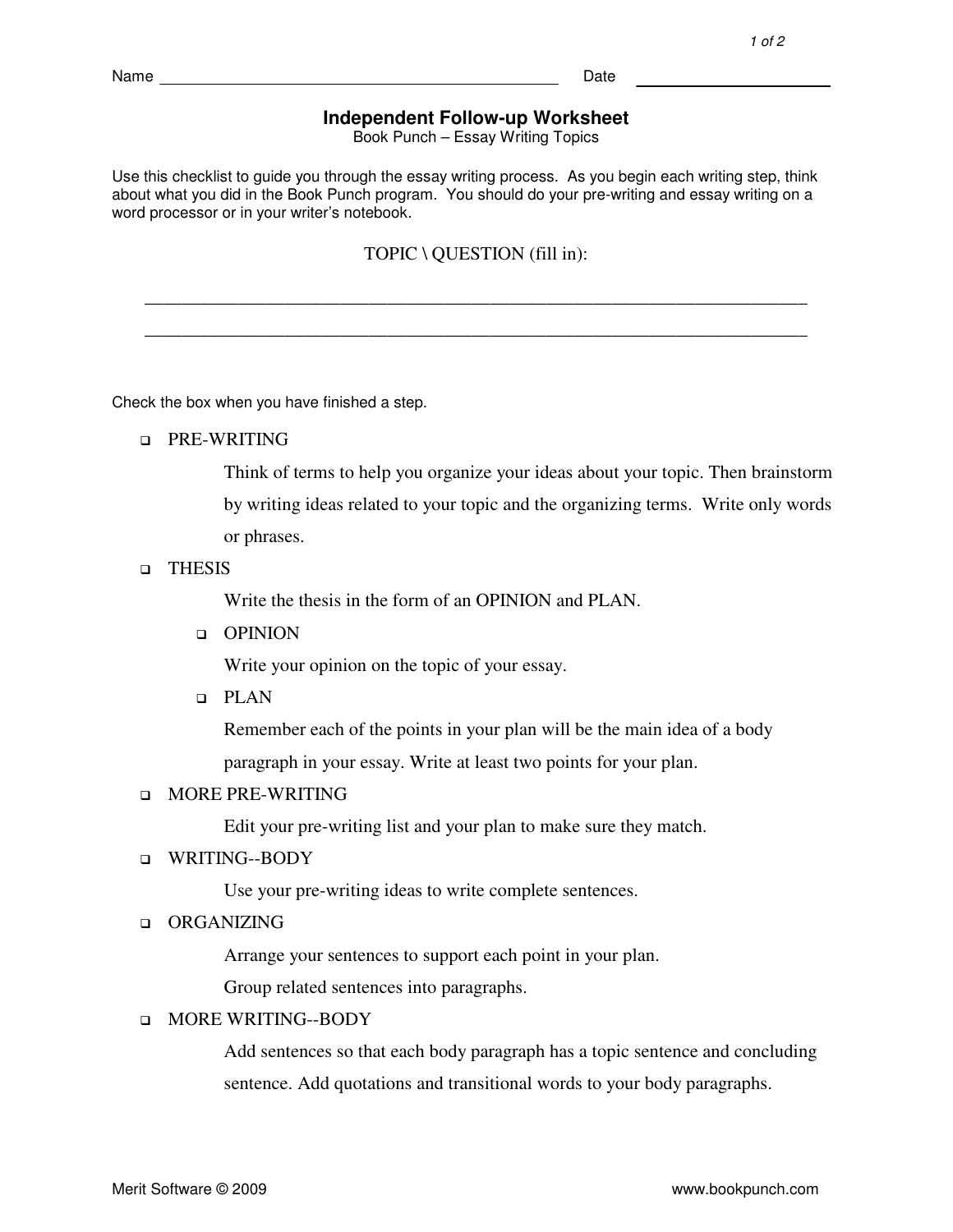Name ______________________________________________ Date ______________________

# Independent Follow-up Worksheet

Book Punch – Essay Writing Topics

Use this checklist to guide you through the essay writing process. As you begin each writing step, think about what you did in the Book Punch program. You should do your pre-writing and essay writing on a word processor or in your writer's notebook.

TOPIC \ QUESTION (fill in):

_____________________________________________________________________________

_____________________________________________________________________________

Check the box when you have finished a step.

- ❑ PRE-WRITING

  Think of terms to help you organize your ideas about your topic. Then brainstorm by writing ideas related to your topic and the organizing terms. Write only words or phrases.

- ❑ THESIS

  Write the thesis in the form of an OPINION and PLAN.

  - ❑ OPINION

    Write your opinion on the topic of your essay.

  - ❑ PLAN

    Remember each of the points in your plan will be the main idea of a body paragraph in your essay. Write at least two points for your plan.

- ❑ MORE PRE-WRITING

  Edit your pre-writing list and your plan to make sure they match.

- ❑ WRITING--BODY

  Use your pre-writing ideas to write complete sentences.

- ❑ ORGANIZING

  Arrange your sentences to support each point in your plan.
  Group related sentences into paragraphs.

- ❑ MORE WRITING--BODY

  Add sentences so that each body paragraph has a topic sentence and concluding sentence. Add quotations and transitional words to your body paragraphs.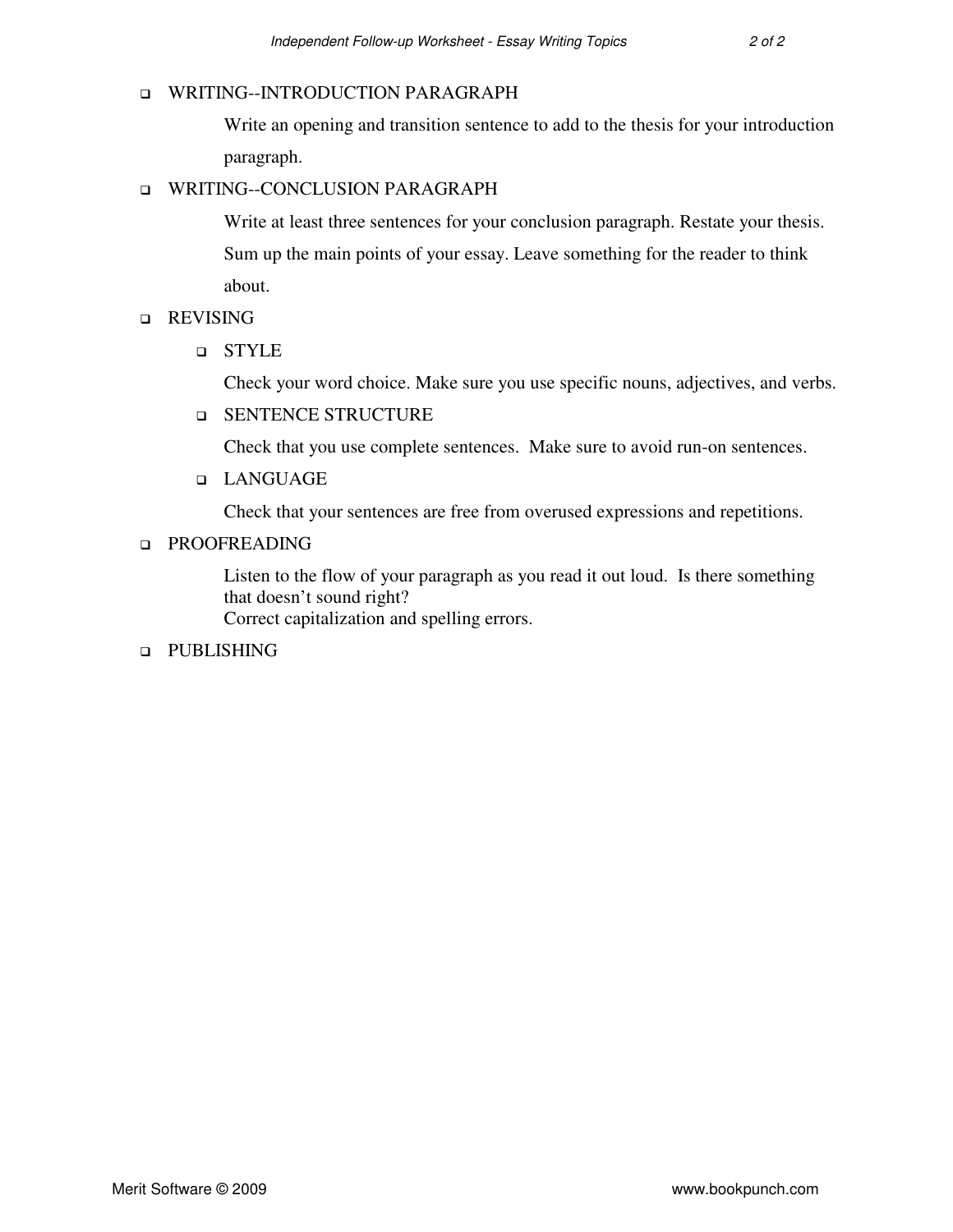- [ ] WRITING--INTRODUCTION PARAGRAPH

  Write an opening and transition sentence to add to the thesis for your introduction paragraph.

- [ ] WRITING--CONCLUSION PARAGRAPH

  Write at least three sentences for your conclusion paragraph. Restate your thesis. Sum up the main points of your essay. Leave something for the reader to think about.

- [ ] REVISING
  - [ ] STYLE

    Check your word choice. Make sure you use specific nouns, adjectives, and verbs.

  - [ ] SENTENCE STRUCTURE

    Check that you use complete sentences. Make sure to avoid run-on sentences.

  - [ ] LANGUAGE

    Check that your sentences are free from overused expressions and repetitions.

- [ ] PROOFREADING

  Listen to the flow of your paragraph as you read it out loud. Is there something that doesn't sound right?
  Correct capitalization and spelling errors.

- [ ] PUBLISHING